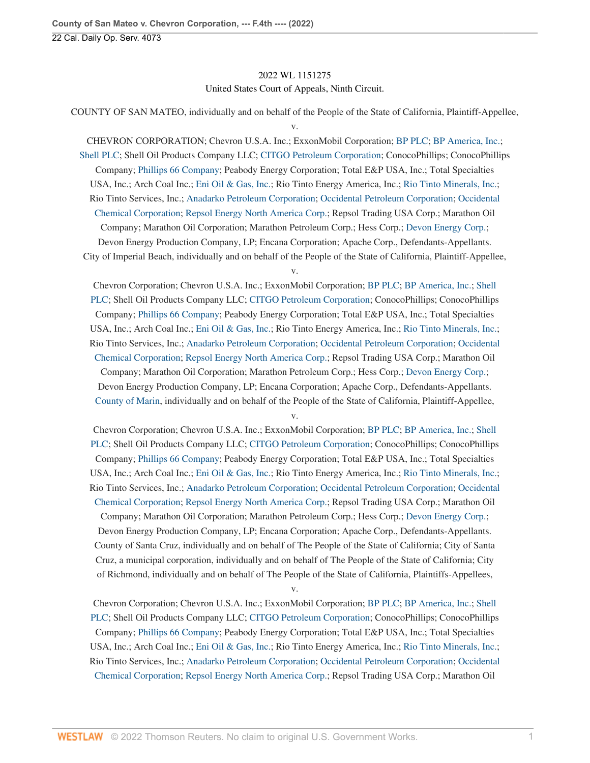2022 WL 1151275

United States Court of Appeals, Ninth Circuit.

COUNTY OF SAN MATEO, individually and on behalf of the People of the State of California, Plaintiff-Appellee,

v.

CHEVRON CORPORATION; Chevron U.S.A. Inc.; ExxonMobil Corporation; BP PLC; BP America, Inc.; Shell PLC; Shell Oil Products Company LLC; CITGO Petroleum Corporation; ConocoPhillips; ConocoPhillips Company; Phillips 66 Company; Peabody Energy Corporation; Total E&P USA, Inc.; Total Specialties USA, Inc.; Arch Coal Inc.; Eni Oil & Gas, Inc.; Rio Tinto Energy America, Inc.; Rio Tinto Minerals, Inc.; Rio Tinto Services, Inc.; Anadarko Petroleum Corporation; Occidental Petroleum Corporation; Occidental Chemical Corporation; Repsol Energy North America Corp.; Repsol Trading USA Corp.; Marathon Oil Company; Marathon Oil Corporation; Marathon Petroleum Corp.; Hess Corp.; Devon Energy Corp.; Devon Energy Production Company, LP; Encana Corporation; Apache Corp., Defendants-Appellants.

City of Imperial Beach, individually and on behalf of the People of the State of California, Plaintiff-Appellee,

v.

Chevron Corporation; Chevron U.S.A. Inc.; ExxonMobil Corporation; BP PLC; BP America, Inc.; Shell PLC; Shell Oil Products Company LLC; CITGO Petroleum Corporation; ConocoPhillips; ConocoPhillips Company; Phillips 66 Company; Peabody Energy Corporation; Total E&P USA, Inc.; Total Specialties USA, Inc.; Arch Coal Inc.; Eni Oil & Gas, Inc.; Rio Tinto Energy America, Inc.; Rio Tinto Minerals, Inc.; Rio Tinto Services, Inc.; Anadarko Petroleum Corporation; Occidental Petroleum Corporation; Occidental Chemical Corporation; Repsol Energy North America Corp.; Repsol Trading USA Corp.; Marathon Oil Company; Marathon Oil Corporation; Marathon Petroleum Corp.; Hess Corp.; Devon Energy Corp.; Devon Energy Production Company, LP; Encana Corporation; Apache Corp., Defendants-Appellants.

County of Marin, individually and on behalf of the People of the State of California, Plaintiff-Appellee,

v.

Chevron Corporation; Chevron U.S.A. Inc.; ExxonMobil Corporation; BP PLC; BP America, Inc.; Shell PLC; Shell Oil Products Company LLC; CITGO Petroleum Corporation; ConocoPhillips; ConocoPhillips Company; Phillips 66 Company; Peabody Energy Corporation; Total E&P USA, Inc.; Total Specialties USA, Inc.; Arch Coal Inc.; Eni Oil & Gas, Inc.; Rio Tinto Energy America, Inc.; Rio Tinto Minerals, Inc.; Rio Tinto Services, Inc.; Anadarko Petroleum Corporation; Occidental Petroleum Corporation; Occidental Chemical Corporation; Repsol Energy North America Corp.; Repsol Trading USA Corp.; Marathon Oil Company; Marathon Oil Corporation; Marathon Petroleum Corp.; Hess Corp.; Devon Energy Corp.; Devon Energy Production Company, LP; Encana Corporation; Apache Corp., Defendants-Appellants.

County of Santa Cruz, individually and on behalf of The People of the State of California; City of Santa Cruz, a municipal corporation, individually and on behalf of The People of the State of California; City of Richmond, individually and on behalf of The People of the State of California, Plaintiffs-Appellees,

v.

Chevron Corporation; Chevron U.S.A. Inc.; ExxonMobil Corporation; BP PLC; BP America, Inc.; Shell PLC; Shell Oil Products Company LLC; CITGO Petroleum Corporation; ConocoPhillips; ConocoPhillips Company; Phillips 66 Company; Peabody Energy Corporation; Total E&P USA, Inc.; Total Specialties USA, Inc.; Arch Coal Inc.; Eni Oil & Gas, Inc.; Rio Tinto Energy America, Inc.; Rio Tinto Minerals, Inc.; Rio Tinto Services, Inc.; Anadarko Petroleum Corporation; Occidental Petroleum Corporation; Occidental Chemical Corporation; Repsol Energy North America Corp.; Repsol Trading USA Corp.; Marathon Oil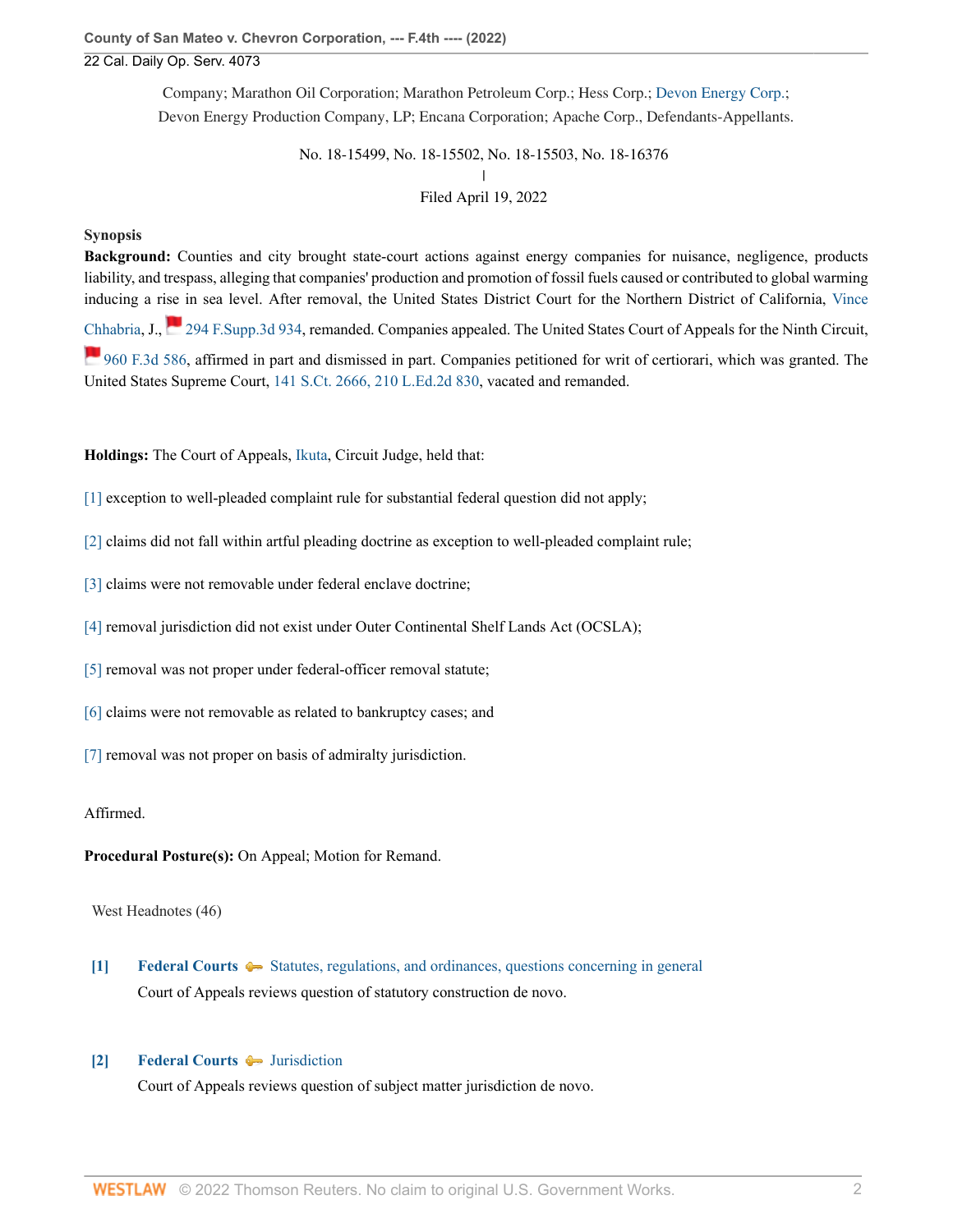Company; Marathon Oil Corporation; Marathon Petroleum Corp.; Hess Corp.; Devon Energy Corp.; Devon Energy Production Company, LP; Encana Corporation; Apache Corp., Defendants-Appellants.

No. 18-15499, No. 18-15502, No. 18-15503, No. 18-16376
|
Filed April 19, 2022

**Synopsis**

**Background:** Counties and city brought state-court actions against energy companies for nuisance, negligence, products liability, and trespass, alleging that companies' production and promotion of fossil fuels caused or contributed to global warming inducing a rise in sea level. After removal, the United States District Court for the Northern District of California, Vince Chhabria, J., 294 F.Supp.3d 934, remanded. Companies appealed. The United States Court of Appeals for the Ninth Circuit, 960 F.3d 586, affirmed in part and dismissed in part. Companies petitioned for writ of certiorari, which was granted. The United States Supreme Court, 141 S.Ct. 2666, 210 L.Ed.2d 830, vacated and remanded.

**Holdings:** The Court of Appeals, Ikuta, Circuit Judge, held that:

[1] exception to well-pleaded complaint rule for substantial federal question did not apply;

[2] claims did not fall within artful pleading doctrine as exception to well-pleaded complaint rule;

[3] claims were not removable under federal enclave doctrine;

[4] removal jurisdiction did not exist under Outer Continental Shelf Lands Act (OCSLA);

[5] removal was not proper under federal-officer removal statute;

[6] claims were not removable as related to bankruptcy cases; and

[7] removal was not proper on basis of admiralty jurisdiction.

Affirmed.

**Procedural Posture(s):** On Appeal; Motion for Remand.

West Headnotes (46)

**[1]** **Federal Courts** Statutes, regulations, and ordinances, questions concerning in general

Court of Appeals reviews question of statutory construction de novo.

**[2]** **Federal Courts** Jurisdiction

Court of Appeals reviews question of subject matter jurisdiction de novo.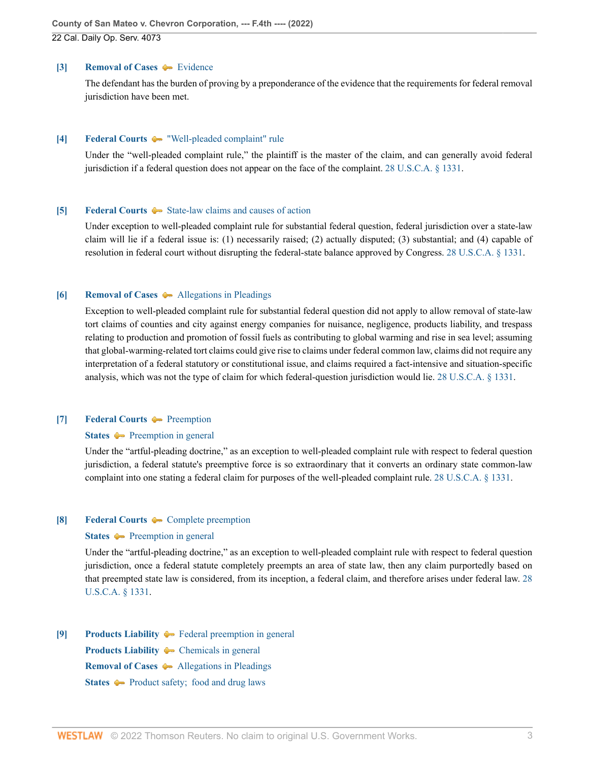**[3]** **Removal of Cases** Evidence

The defendant has the burden of proving by a preponderance of the evidence that the requirements for federal removal jurisdiction have been met.

**[4]** **Federal Courts** "Well-pleaded complaint" rule

Under the "well-pleaded complaint rule," the plaintiff is the master of the claim, and can generally avoid federal jurisdiction if a federal question does not appear on the face of the complaint. 28 U.S.C.A. § 1331.

**[5]** **Federal Courts** State-law claims and causes of action

Under exception to well-pleaded complaint rule for substantial federal question, federal jurisdiction over a state-law claim will lie if a federal issue is: (1) necessarily raised; (2) actually disputed; (3) substantial; and (4) capable of resolution in federal court without disrupting the federal-state balance approved by Congress. 28 U.S.C.A. § 1331.

**[6]** **Removal of Cases** Allegations in Pleadings

Exception to well-pleaded complaint rule for substantial federal question did not apply to allow removal of state-law tort claims of counties and city against energy companies for nuisance, negligence, products liability, and trespass relating to production and promotion of fossil fuels as contributing to global warming and rise in sea level; assuming that global-warming-related tort claims could give rise to claims under federal common law, claims did not require any interpretation of a federal statutory or constitutional issue, and claims required a fact-intensive and situation-specific analysis, which was not the type of claim for which federal-question jurisdiction would lie. 28 U.S.C.A. § 1331.

**[7]** **Federal Courts** Preemption

**States** Preemption in general

Under the "artful-pleading doctrine," as an exception to well-pleaded complaint rule with respect to federal question jurisdiction, a federal statute's preemptive force is so extraordinary that it converts an ordinary state common-law complaint into one stating a federal claim for purposes of the well-pleaded complaint rule. 28 U.S.C.A. § 1331.

**[8]** **Federal Courts** Complete preemption

**States** Preemption in general

Under the "artful-pleading doctrine," as an exception to well-pleaded complaint rule with respect to federal question jurisdiction, once a federal statute completely preempts an area of state law, then any claim purportedly based on that preempted state law is considered, from its inception, a federal claim, and therefore arises under federal law. 28 U.S.C.A. § 1331.

**[9]** **Products Liability** Federal preemption in general

**Products Liability** Chemicals in general

**Removal of Cases** Allegations in Pleadings

**States** Product safety; food and drug laws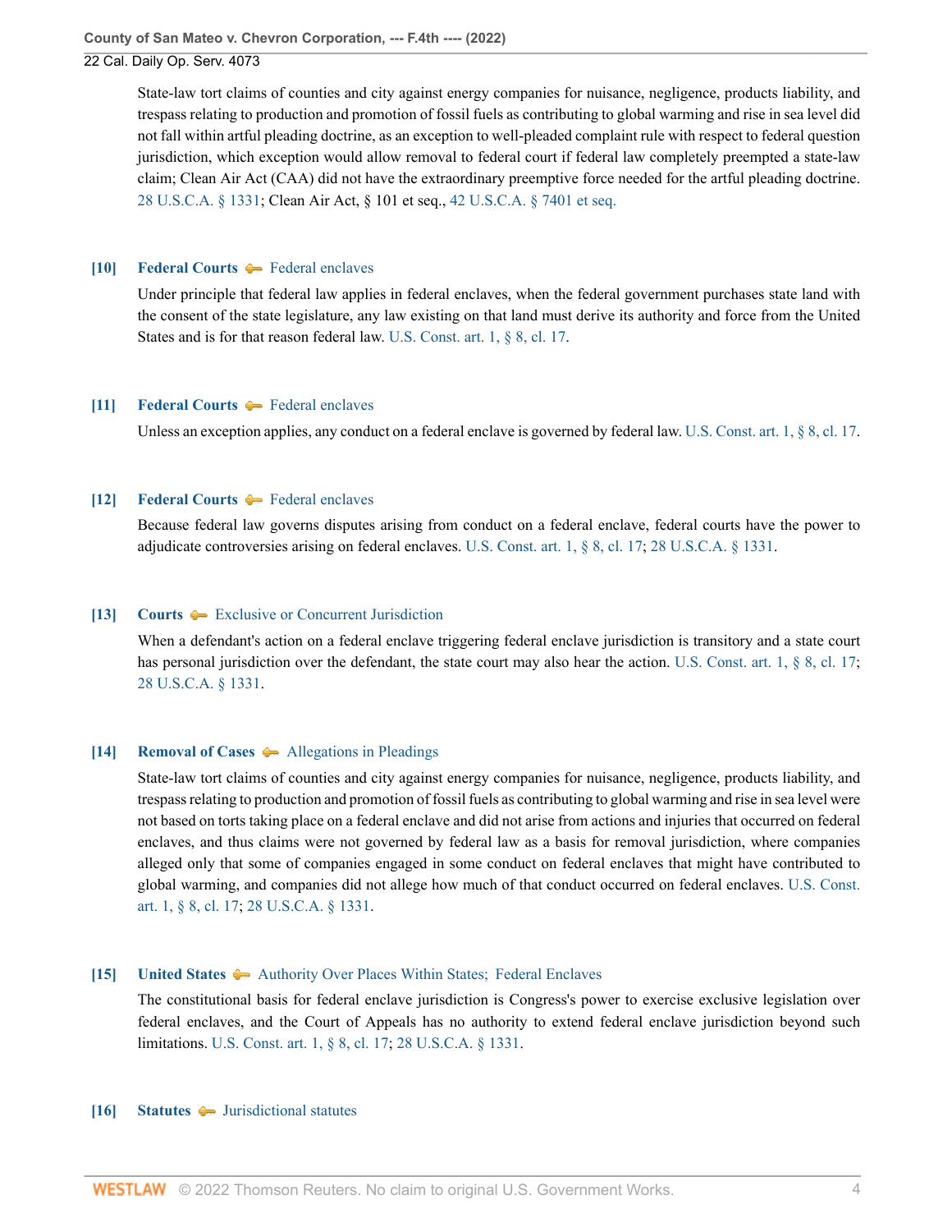State-law tort claims of counties and city against energy companies for nuisance, negligence, products liability, and trespass relating to production and promotion of fossil fuels as contributing to global warming and rise in sea level did not fall within artful pleading doctrine, as an exception to well-pleaded complaint rule with respect to federal question jurisdiction, which exception would allow removal to federal court if federal law completely preempted a state-law claim; Clean Air Act (CAA) did not have the extraordinary preemptive force needed for the artful pleading doctrine. 28 U.S.C.A. § 1331; Clean Air Act, § 101 et seq., 42 U.S.C.A. § 7401 et seq.

**[10]** **Federal Courts** Federal enclaves

Under principle that federal law applies in federal enclaves, when the federal government purchases state land with the consent of the state legislature, any law existing on that land must derive its authority and force from the United States and is for that reason federal law. U.S. Const. art. 1, § 8, cl. 17.

**[11]** **Federal Courts** Federal enclaves

Unless an exception applies, any conduct on a federal enclave is governed by federal law. U.S. Const. art. 1, § 8, cl. 17.

**[12]** **Federal Courts** Federal enclaves

Because federal law governs disputes arising from conduct on a federal enclave, federal courts have the power to adjudicate controversies arising on federal enclaves. U.S. Const. art. 1, § 8, cl. 17; 28 U.S.C.A. § 1331.

**[13]** **Courts** Exclusive or Concurrent Jurisdiction

When a defendant's action on a federal enclave triggering federal enclave jurisdiction is transitory and a state court has personal jurisdiction over the defendant, the state court may also hear the action. U.S. Const. art. 1, § 8, cl. 17; 28 U.S.C.A. § 1331.

**[14]** **Removal of Cases** Allegations in Pleadings

State-law tort claims of counties and city against energy companies for nuisance, negligence, products liability, and trespass relating to production and promotion of fossil fuels as contributing to global warming and rise in sea level were not based on torts taking place on a federal enclave and did not arise from actions and injuries that occurred on federal enclaves, and thus claims were not governed by federal law as a basis for removal jurisdiction, where companies alleged only that some of companies engaged in some conduct on federal enclaves that might have contributed to global warming, and companies did not allege how much of that conduct occurred on federal enclaves. U.S. Const. art. 1, § 8, cl. 17; 28 U.S.C.A. § 1331.

**[15]** **United States** Authority Over Places Within States; Federal Enclaves

The constitutional basis for federal enclave jurisdiction is Congress's power to exercise exclusive legislation over federal enclaves, and the Court of Appeals has no authority to extend federal enclave jurisdiction beyond such limitations. U.S. Const. art. 1, § 8, cl. 17; 28 U.S.C.A. § 1331.

**[16]** **Statutes** Jurisdictional statutes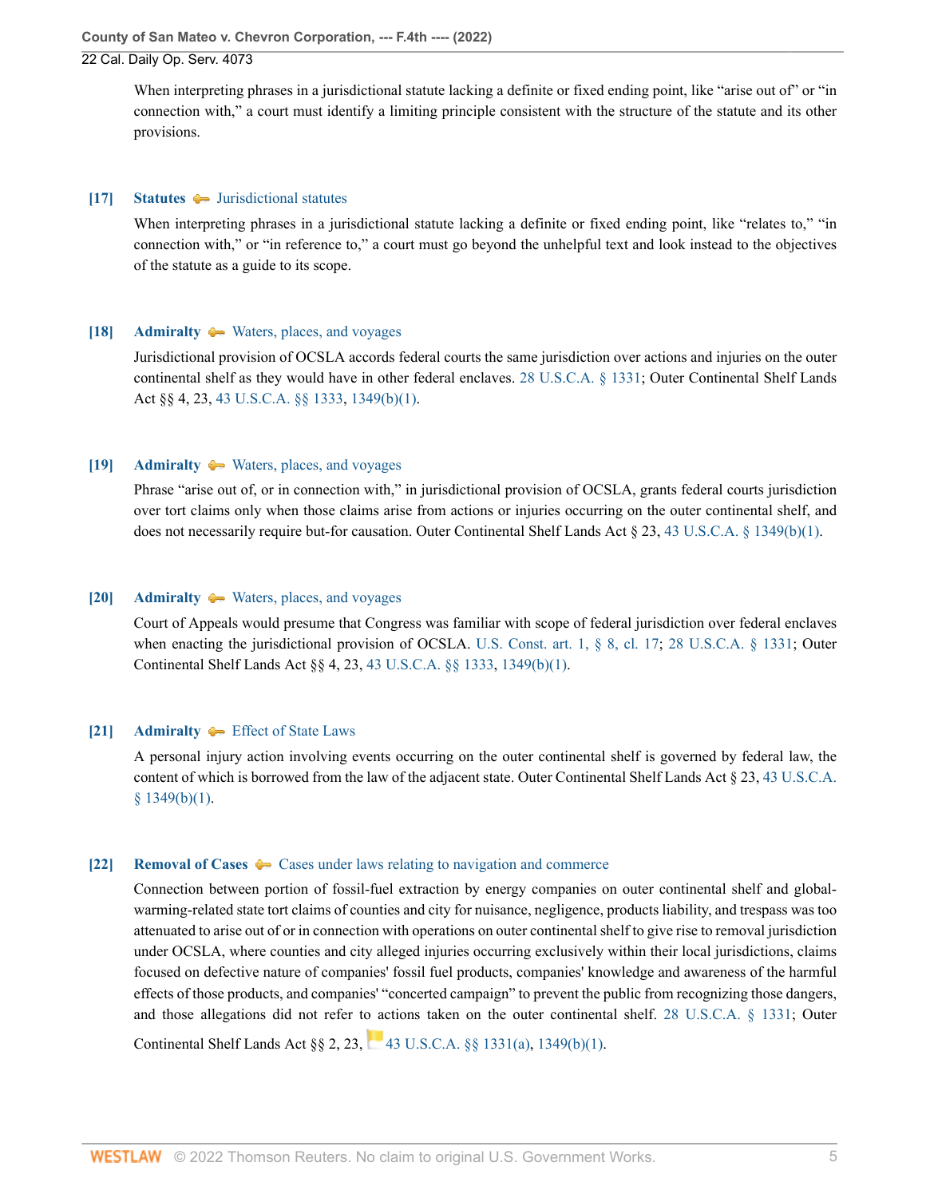When interpreting phrases in a jurisdictional statute lacking a definite or fixed ending point, like "arise out of" or "in connection with," a court must identify a limiting principle consistent with the structure of the statute and its other provisions.

**[17]** **Statutes** Jurisdictional statutes

When interpreting phrases in a jurisdictional statute lacking a definite or fixed ending point, like "relates to," "in connection with," or "in reference to," a court must go beyond the unhelpful text and look instead to the objectives of the statute as a guide to its scope.

**[18]** **Admiralty** Waters, places, and voyages

Jurisdictional provision of OCSLA accords federal courts the same jurisdiction over actions and injuries on the outer continental shelf as they would have in other federal enclaves. 28 U.S.C.A. § 1331; Outer Continental Shelf Lands Act §§ 4, 23, 43 U.S.C.A. §§ 1333, 1349(b)(1).

**[19]** **Admiralty** Waters, places, and voyages

Phrase "arise out of, or in connection with," in jurisdictional provision of OCSLA, grants federal courts jurisdiction over tort claims only when those claims arise from actions or injuries occurring on the outer continental shelf, and does not necessarily require but-for causation. Outer Continental Shelf Lands Act § 23, 43 U.S.C.A. § 1349(b)(1).

**[20]** **Admiralty** Waters, places, and voyages

Court of Appeals would presume that Congress was familiar with scope of federal jurisdiction over federal enclaves when enacting the jurisdictional provision of OCSLA. U.S. Const. art. 1, § 8, cl. 17; 28 U.S.C.A. § 1331; Outer Continental Shelf Lands Act §§ 4, 23, 43 U.S.C.A. §§ 1333, 1349(b)(1).

**[21]** **Admiralty** Effect of State Laws

A personal injury action involving events occurring on the outer continental shelf is governed by federal law, the content of which is borrowed from the law of the adjacent state. Outer Continental Shelf Lands Act § 23, 43 U.S.C.A. § 1349(b)(1).

**[22]** **Removal of Cases** Cases under laws relating to navigation and commerce

Connection between portion of fossil-fuel extraction by energy companies on outer continental shelf and global-warming-related state tort claims of counties and city for nuisance, negligence, products liability, and trespass was too attenuated to arise out of or in connection with operations on outer continental shelf to give rise to removal jurisdiction under OCSLA, where counties and city alleged injuries occurring exclusively within their local jurisdictions, claims focused on defective nature of companies' fossil fuel products, companies' knowledge and awareness of the harmful effects of those products, and companies' "concerted campaign" to prevent the public from recognizing those dangers, and those allegations did not refer to actions taken on the outer continental shelf. 28 U.S.C.A. § 1331; Outer Continental Shelf Lands Act §§ 2, 23, 43 U.S.C.A. §§ 1331(a), 1349(b)(1).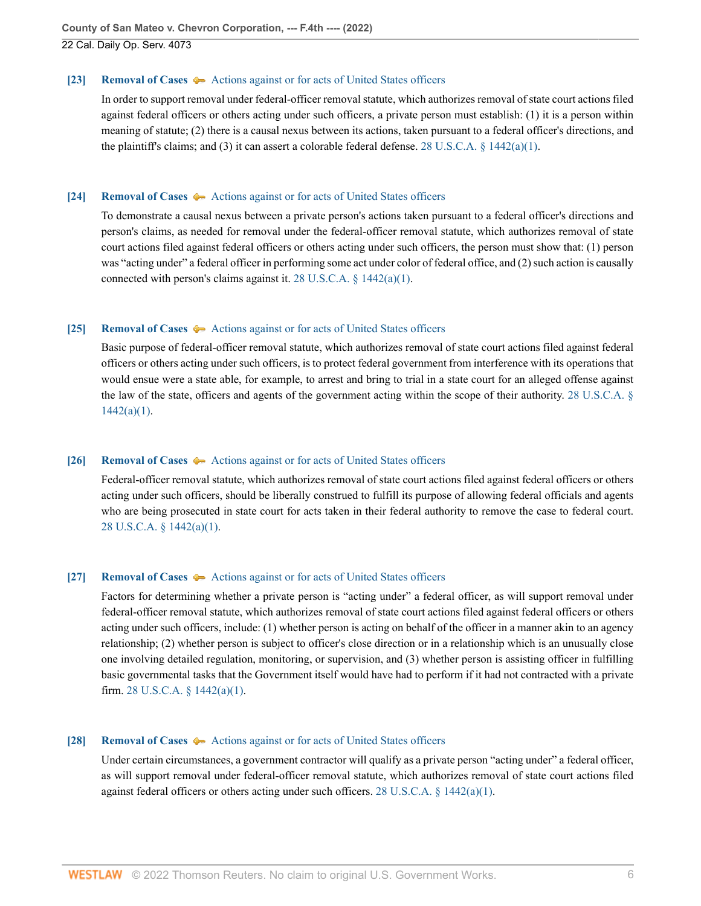**[23]** **Removal of Cases** Actions against or for acts of United States officers

In order to support removal under federal-officer removal statute, which authorizes removal of state court actions filed against federal officers or others acting under such officers, a private person must establish: (1) it is a person within meaning of statute; (2) there is a causal nexus between its actions, taken pursuant to a federal officer's directions, and the plaintiff's claims; and (3) it can assert a colorable federal defense. 28 U.S.C.A. § 1442(a)(1).

**[24]** **Removal of Cases** Actions against or for acts of United States officers

To demonstrate a causal nexus between a private person's actions taken pursuant to a federal officer's directions and person's claims, as needed for removal under the federal-officer removal statute, which authorizes removal of state court actions filed against federal officers or others acting under such officers, the person must show that: (1) person was "acting under" a federal officer in performing some act under color of federal office, and (2) such action is causally connected with person's claims against it. 28 U.S.C.A. § 1442(a)(1).

**[25]** **Removal of Cases** Actions against or for acts of United States officers

Basic purpose of federal-officer removal statute, which authorizes removal of state court actions filed against federal officers or others acting under such officers, is to protect federal government from interference with its operations that would ensue were a state able, for example, to arrest and bring to trial in a state court for an alleged offense against the law of the state, officers and agents of the government acting within the scope of their authority. 28 U.S.C.A. § 1442(a)(1).

**[26]** **Removal of Cases** Actions against or for acts of United States officers

Federal-officer removal statute, which authorizes removal of state court actions filed against federal officers or others acting under such officers, should be liberally construed to fulfill its purpose of allowing federal officials and agents who are being prosecuted in state court for acts taken in their federal authority to remove the case to federal court. 28 U.S.C.A. § 1442(a)(1).

**[27]** **Removal of Cases** Actions against or for acts of United States officers

Factors for determining whether a private person is "acting under" a federal officer, as will support removal under federal-officer removal statute, which authorizes removal of state court actions filed against federal officers or others acting under such officers, include: (1) whether person is acting on behalf of the officer in a manner akin to an agency relationship; (2) whether person is subject to officer's close direction or in a relationship which is an unusually close one involving detailed regulation, monitoring, or supervision, and (3) whether person is assisting officer in fulfilling basic governmental tasks that the Government itself would have had to perform if it had not contracted with a private firm. 28 U.S.C.A. § 1442(a)(1).

**[28]** **Removal of Cases** Actions against or for acts of United States officers

Under certain circumstances, a government contractor will qualify as a private person "acting under" a federal officer, as will support removal under federal-officer removal statute, which authorizes removal of state court actions filed against federal officers or others acting under such officers. 28 U.S.C.A. § 1442(a)(1).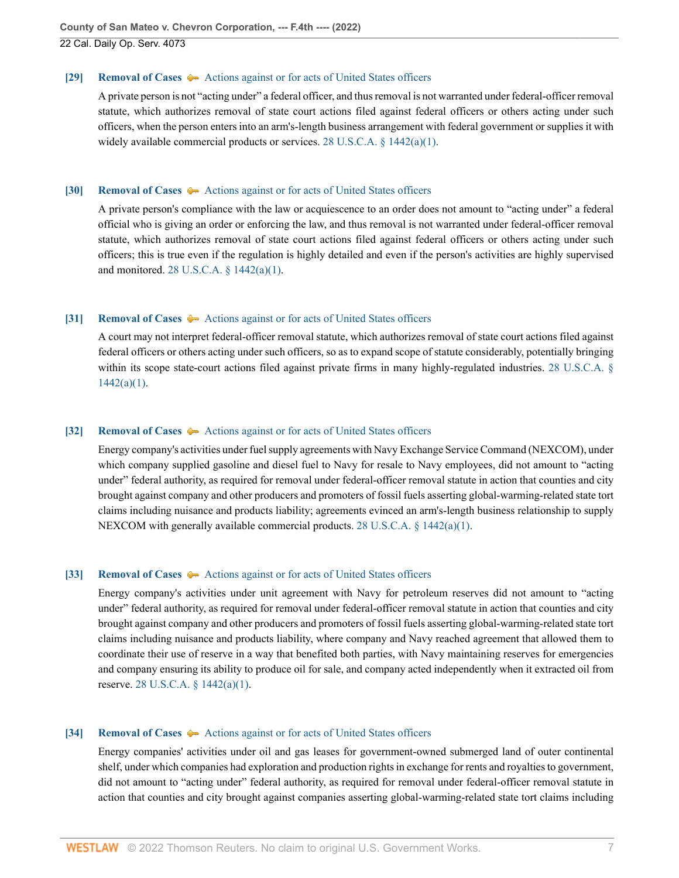**[29]** **Removal of Cases** Actions against or for acts of United States officers

A private person is not "acting under" a federal officer, and thus removal is not warranted under federal-officer removal statute, which authorizes removal of state court actions filed against federal officers or others acting under such officers, when the person enters into an arm's-length business arrangement with federal government or supplies it with widely available commercial products or services. 28 U.S.C.A. § 1442(a)(1).

**[30]** **Removal of Cases** Actions against or for acts of United States officers

A private person's compliance with the law or acquiescence to an order does not amount to "acting under" a federal official who is giving an order or enforcing the law, and thus removal is not warranted under federal-officer removal statute, which authorizes removal of state court actions filed against federal officers or others acting under such officers; this is true even if the regulation is highly detailed and even if the person's activities are highly supervised and monitored. 28 U.S.C.A. § 1442(a)(1).

**[31]** **Removal of Cases** Actions against or for acts of United States officers

A court may not interpret federal-officer removal statute, which authorizes removal of state court actions filed against federal officers or others acting under such officers, so as to expand scope of statute considerably, potentially bringing within its scope state-court actions filed against private firms in many highly-regulated industries. 28 U.S.C.A. § 1442(a)(1).

**[32]** **Removal of Cases** Actions against or for acts of United States officers

Energy company's activities under fuel supply agreements with Navy Exchange Service Command (NEXCOM), under which company supplied gasoline and diesel fuel to Navy for resale to Navy employees, did not amount to "acting under" federal authority, as required for removal under federal-officer removal statute in action that counties and city brought against company and other producers and promoters of fossil fuels asserting global-warming-related state tort claims including nuisance and products liability; agreements evinced an arm's-length business relationship to supply NEXCOM with generally available commercial products. 28 U.S.C.A. § 1442(a)(1).

**[33]** **Removal of Cases** Actions against or for acts of United States officers

Energy company's activities under unit agreement with Navy for petroleum reserves did not amount to "acting under" federal authority, as required for removal under federal-officer removal statute in action that counties and city brought against company and other producers and promoters of fossil fuels asserting global-warming-related state tort claims including nuisance and products liability, where company and Navy reached agreement that allowed them to coordinate their use of reserve in a way that benefited both parties, with Navy maintaining reserves for emergencies and company ensuring its ability to produce oil for sale, and company acted independently when it extracted oil from reserve. 28 U.S.C.A. § 1442(a)(1).

**[34]** **Removal of Cases** Actions against or for acts of United States officers

Energy companies' activities under oil and gas leases for government-owned submerged land of outer continental shelf, under which companies had exploration and production rights in exchange for rents and royalties to government, did not amount to "acting under" federal authority, as required for removal under federal-officer removal statute in action that counties and city brought against companies asserting global-warming-related state tort claims including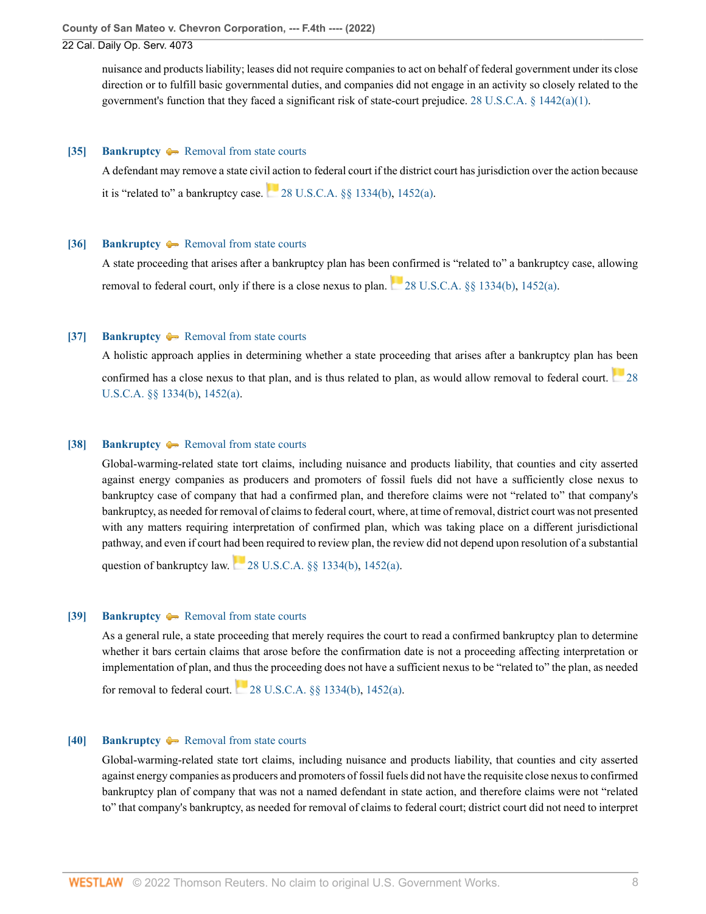nuisance and products liability; leases did not require companies to act on behalf of federal government under its close direction or to fulfill basic governmental duties, and companies did not engage in an activity so closely related to the government's function that they faced a significant risk of state-court prejudice. 28 U.S.C.A. § 1442(a)(1).

**[35]** **Bankruptcy** Removal from state courts

A defendant may remove a state civil action to federal court if the district court has jurisdiction over the action because it is "related to" a bankruptcy case. 28 U.S.C.A. §§ 1334(b), 1452(a).

**[36]** **Bankruptcy** Removal from state courts

A state proceeding that arises after a bankruptcy plan has been confirmed is "related to" a bankruptcy case, allowing removal to federal court, only if there is a close nexus to plan. 28 U.S.C.A. §§ 1334(b), 1452(a).

**[37]** **Bankruptcy** Removal from state courts

A holistic approach applies in determining whether a state proceeding that arises after a bankruptcy plan has been confirmed has a close nexus to that plan, and is thus related to plan, as would allow removal to federal court. 28 U.S.C.A. §§ 1334(b), 1452(a).

**[38]** **Bankruptcy** Removal from state courts

Global-warming-related state tort claims, including nuisance and products liability, that counties and city asserted against energy companies as producers and promoters of fossil fuels did not have a sufficiently close nexus to bankruptcy case of company that had a confirmed plan, and therefore claims were not "related to" that company's bankruptcy, as needed for removal of claims to federal court, where, at time of removal, district court was not presented with any matters requiring interpretation of confirmed plan, which was taking place on a different jurisdictional pathway, and even if court had been required to review plan, the review did not depend upon resolution of a substantial question of bankruptcy law. 28 U.S.C.A. §§ 1334(b), 1452(a).

**[39]** **Bankruptcy** Removal from state courts

As a general rule, a state proceeding that merely requires the court to read a confirmed bankruptcy plan to determine whether it bars certain claims that arose before the confirmation date is not a proceeding affecting interpretation or implementation of plan, and thus the proceeding does not have a sufficient nexus to be "related to" the plan, as needed for removal to federal court. 28 U.S.C.A. §§ 1334(b), 1452(a).

**[40]** **Bankruptcy** Removal from state courts

Global-warming-related state tort claims, including nuisance and products liability, that counties and city asserted against energy companies as producers and promoters of fossil fuels did not have the requisite close nexus to confirmed bankruptcy plan of company that was not a named defendant in state action, and therefore claims were not "related to" that company's bankruptcy, as needed for removal of claims to federal court; district court did not need to interpret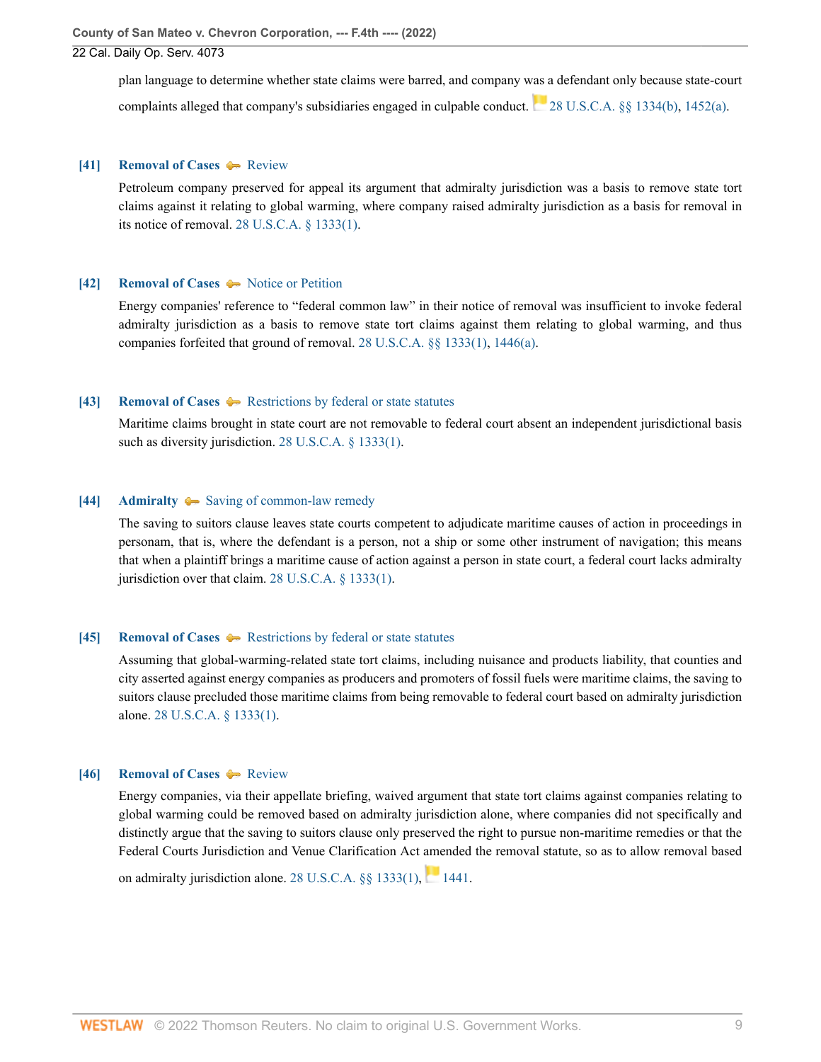plan language to determine whether state claims were barred, and company was a defendant only because state-court complaints alleged that company's subsidiaries engaged in culpable conduct. 28 U.S.C.A. §§ 1334(b), 1452(a).

**[41] Removal of Cases** — Review

Petroleum company preserved for appeal its argument that admiralty jurisdiction was a basis to remove state tort claims against it relating to global warming, where company raised admiralty jurisdiction as a basis for removal in its notice of removal. 28 U.S.C.A. § 1333(1).

**[42] Removal of Cases** — Notice or Petition

Energy companies' reference to "federal common law" in their notice of removal was insufficient to invoke federal admiralty jurisdiction as a basis to remove state tort claims against them relating to global warming, and thus companies forfeited that ground of removal. 28 U.S.C.A. §§ 1333(1), 1446(a).

**[43] Removal of Cases** — Restrictions by federal or state statutes

Maritime claims brought in state court are not removable to federal court absent an independent jurisdictional basis such as diversity jurisdiction. 28 U.S.C.A. § 1333(1).

**[44] Admiralty** — Saving of common-law remedy

The saving to suitors clause leaves state courts competent to adjudicate maritime causes of action in proceedings in personam, that is, where the defendant is a person, not a ship or some other instrument of navigation; this means that when a plaintiff brings a maritime cause of action against a person in state court, a federal court lacks admiralty jurisdiction over that claim. 28 U.S.C.A. § 1333(1).

**[45] Removal of Cases** — Restrictions by federal or state statutes

Assuming that global-warming-related state tort claims, including nuisance and products liability, that counties and city asserted against energy companies as producers and promoters of fossil fuels were maritime claims, the saving to suitors clause precluded those maritime claims from being removable to federal court based on admiralty jurisdiction alone. 28 U.S.C.A. § 1333(1).

**[46] Removal of Cases** — Review

Energy companies, via their appellate briefing, waived argument that state tort claims against companies relating to global warming could be removed based on admiralty jurisdiction alone, where companies did not specifically and distinctly argue that the saving to suitors clause only preserved the right to pursue non-maritime remedies or that the Federal Courts Jurisdiction and Venue Clarification Act amended the removal statute, so as to allow removal based on admiralty jurisdiction alone. 28 U.S.C.A. §§ 1333(1), 1441.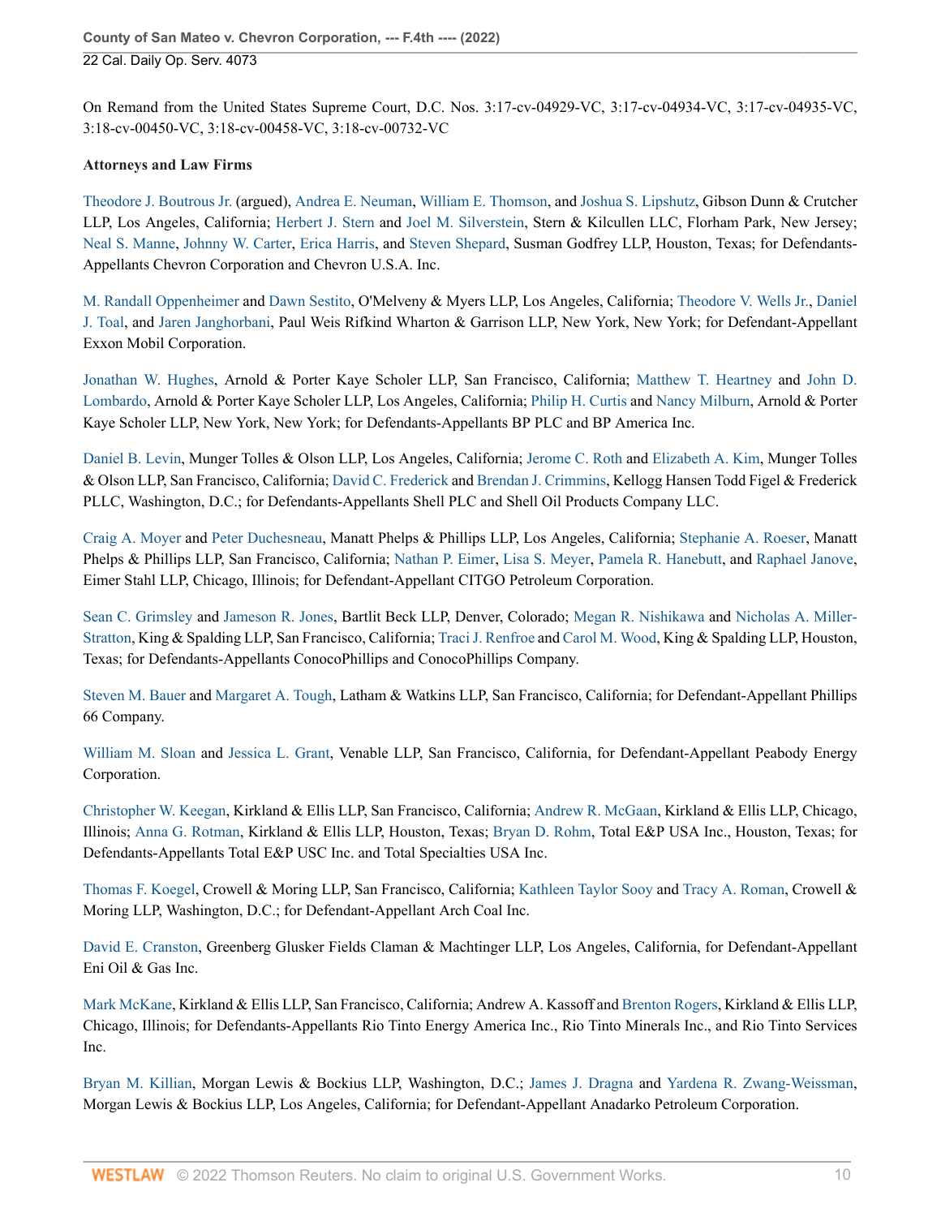On Remand from the United States Supreme Court, D.C. Nos. 3:17-cv-04929-VC, 3:17-cv-04934-VC, 3:17-cv-04935-VC, 3:18-cv-00450-VC, 3:18-cv-00458-VC, 3:18-cv-00732-VC

**Attorneys and Law Firms**

Theodore J. Boutrous Jr. (argued), Andrea E. Neuman, William E. Thomson, and Joshua S. Lipshutz, Gibson Dunn & Crutcher LLP, Los Angeles, California; Herbert J. Stern and Joel M. Silverstein, Stern & Kilcullen LLC, Florham Park, New Jersey; Neal S. Manne, Johnny W. Carter, Erica Harris, and Steven Shepard, Susman Godfrey LLP, Houston, Texas; for Defendants-Appellants Chevron Corporation and Chevron U.S.A. Inc.

M. Randall Oppenheimer and Dawn Sestito, O'Melveny & Myers LLP, Los Angeles, California; Theodore V. Wells Jr., Daniel J. Toal, and Jaren Janghorbani, Paul Weis Rifkind Wharton & Garrison LLP, New York, New York; for Defendant-Appellant Exxon Mobil Corporation.

Jonathan W. Hughes, Arnold & Porter Kaye Scholer LLP, San Francisco, California; Matthew T. Heartney and John D. Lombardo, Arnold & Porter Kaye Scholer LLP, Los Angeles, California; Philip H. Curtis and Nancy Milburn, Arnold & Porter Kaye Scholer LLP, New York, New York; for Defendants-Appellants BP PLC and BP America Inc.

Daniel B. Levin, Munger Tolles & Olson LLP, Los Angeles, California; Jerome C. Roth and Elizabeth A. Kim, Munger Tolles & Olson LLP, San Francisco, California; David C. Frederick and Brendan J. Crimmins, Kellogg Hansen Todd Figel & Frederick PLLC, Washington, D.C.; for Defendants-Appellants Shell PLC and Shell Oil Products Company LLC.

Craig A. Moyer and Peter Duchesneau, Manatt Phelps & Phillips LLP, Los Angeles, California; Stephanie A. Roeser, Manatt Phelps & Phillips LLP, San Francisco, California; Nathan P. Eimer, Lisa S. Meyer, Pamela R. Hanebutt, and Raphael Janove, Eimer Stahl LLP, Chicago, Illinois; for Defendant-Appellant CITGO Petroleum Corporation.

Sean C. Grimsley and Jameson R. Jones, Bartlit Beck LLP, Denver, Colorado; Megan R. Nishikawa and Nicholas A. Miller-Stratton, King & Spalding LLP, San Francisco, California; Traci J. Renfroe and Carol M. Wood, King & Spalding LLP, Houston, Texas; for Defendants-Appellants ConocoPhillips and ConocoPhillips Company.

Steven M. Bauer and Margaret A. Tough, Latham & Watkins LLP, San Francisco, California; for Defendant-Appellant Phillips 66 Company.

William M. Sloan and Jessica L. Grant, Venable LLP, San Francisco, California, for Defendant-Appellant Peabody Energy Corporation.

Christopher W. Keegan, Kirkland & Ellis LLP, San Francisco, California; Andrew R. McGaan, Kirkland & Ellis LLP, Chicago, Illinois; Anna G. Rotman, Kirkland & Ellis LLP, Houston, Texas; Bryan D. Rohm, Total E&P USA Inc., Houston, Texas; for Defendants-Appellants Total E&P USC Inc. and Total Specialties USA Inc.

Thomas F. Koegel, Crowell & Moring LLP, San Francisco, California; Kathleen Taylor Sooy and Tracy A. Roman, Crowell & Moring LLP, Washington, D.C.; for Defendant-Appellant Arch Coal Inc.

David E. Cranston, Greenberg Glusker Fields Claman & Machtinger LLP, Los Angeles, California, for Defendant-Appellant Eni Oil & Gas Inc.

Mark McKane, Kirkland & Ellis LLP, San Francisco, California; Andrew A. Kassoff and Brenton Rogers, Kirkland & Ellis LLP, Chicago, Illinois; for Defendants-Appellants Rio Tinto Energy America Inc., Rio Tinto Minerals Inc., and Rio Tinto Services Inc.

Bryan M. Killian, Morgan Lewis & Bockius LLP, Washington, D.C.; James J. Dragna and Yardena R. Zwang-Weissman, Morgan Lewis & Bockius LLP, Los Angeles, California; for Defendant-Appellant Anadarko Petroleum Corporation.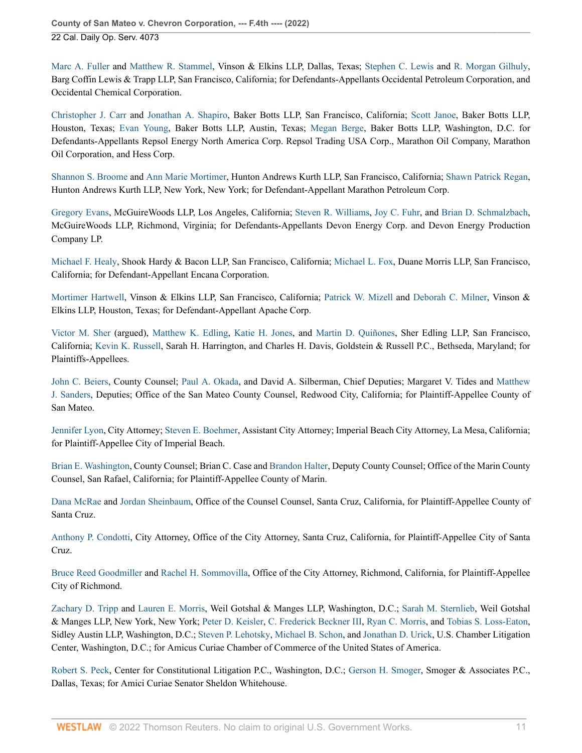Marc A. Fuller and Matthew R. Stammel, Vinson & Elkins LLP, Dallas, Texas; Stephen C. Lewis and R. Morgan Gilhuly, Barg Coffin Lewis & Trapp LLP, San Francisco, California; for Defendants-Appellants Occidental Petroleum Corporation, and Occidental Chemical Corporation.

Christopher J. Carr and Jonathan A. Shapiro, Baker Botts LLP, San Francisco, California; Scott Janoe, Baker Botts LLP, Houston, Texas; Evan Young, Baker Botts LLP, Austin, Texas; Megan Berge, Baker Botts LLP, Washington, D.C. for Defendants-Appellants Repsol Energy North America Corp. Repsol Trading USA Corp., Marathon Oil Company, Marathon Oil Corporation, and Hess Corp.

Shannon S. Broome and Ann Marie Mortimer, Hunton Andrews Kurth LLP, San Francisco, California; Shawn Patrick Regan, Hunton Andrews Kurth LLP, New York, New York; for Defendant-Appellant Marathon Petroleum Corp.

Gregory Evans, McGuireWoods LLP, Los Angeles, California; Steven R. Williams, Joy C. Fuhr, and Brian D. Schmalzbach, McGuireWoods LLP, Richmond, Virginia; for Defendants-Appellants Devon Energy Corp. and Devon Energy Production Company LP.

Michael F. Healy, Shook Hardy & Bacon LLP, San Francisco, California; Michael L. Fox, Duane Morris LLP, San Francisco, California; for Defendant-Appellant Encana Corporation.

Mortimer Hartwell, Vinson & Elkins LLP, San Francisco, California; Patrick W. Mizell and Deborah C. Milner, Vinson & Elkins LLP, Houston, Texas; for Defendant-Appellant Apache Corp.

Victor M. Sher (argued), Matthew K. Edling, Katie H. Jones, and Martin D. Quiñones, Sher Edling LLP, San Francisco, California; Kevin K. Russell, Sarah H. Harrington, and Charles H. Davis, Goldstein & Russell P.C., Bethseda, Maryland; for Plaintiffs-Appellees.

John C. Beiers, County Counsel; Paul A. Okada, and David A. Silberman, Chief Deputies; Margaret V. Tides and Matthew J. Sanders, Deputies; Office of the San Mateo County Counsel, Redwood City, California; for Plaintiff-Appellee County of San Mateo.

Jennifer Lyon, City Attorney; Steven E. Boehmer, Assistant City Attorney; Imperial Beach City Attorney, La Mesa, California; for Plaintiff-Appellee City of Imperial Beach.

Brian E. Washington, County Counsel; Brian C. Case and Brandon Halter, Deputy County Counsel; Office of the Marin County Counsel, San Rafael, California; for Plaintiff-Appellee County of Marin.

Dana McRae and Jordan Sheinbaum, Office of the Counsel Counsel, Santa Cruz, California, for Plaintiff-Appellee County of Santa Cruz.

Anthony P. Condotti, City Attorney, Office of the City Attorney, Santa Cruz, California, for Plaintiff-Appellee City of Santa Cruz.

Bruce Reed Goodmiller and Rachel H. Sommovilla, Office of the City Attorney, Richmond, California, for Plaintiff-Appellee City of Richmond.

Zachary D. Tripp and Lauren E. Morris, Weil Gotshal & Manges LLP, Washington, D.C.; Sarah M. Sternlieb, Weil Gotshal & Manges LLP, New York, New York; Peter D. Keisler, C. Frederick Beckner III, Ryan C. Morris, and Tobias S. Loss-Eaton, Sidley Austin LLP, Washington, D.C.; Steven P. Lehotsky, Michael B. Schon, and Jonathan D. Urick, U.S. Chamber Litigation Center, Washington, D.C.; for Amicus Curiae Chamber of Commerce of the United States of America.

Robert S. Peck, Center for Constitutional Litigation P.C., Washington, D.C.; Gerson H. Smoger, Smoger & Associates P.C., Dallas, Texas; for Amici Curiae Senator Sheldon Whitehouse.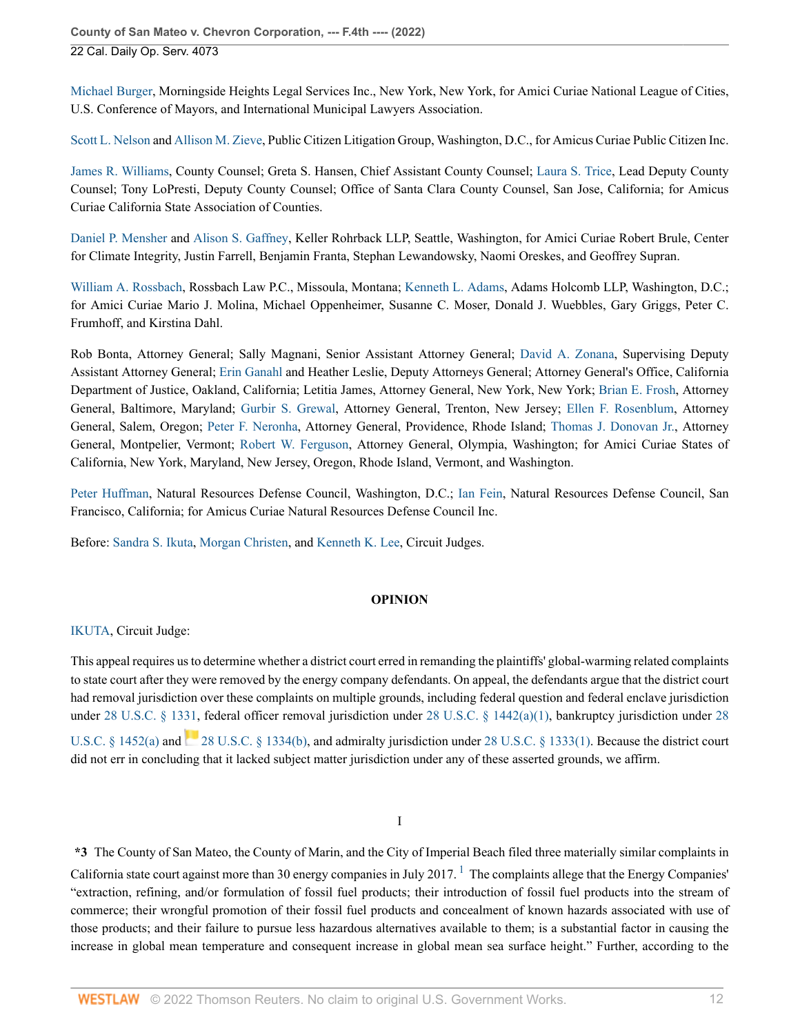Michael Burger, Morningside Heights Legal Services Inc., New York, New York, for Amici Curiae National League of Cities, U.S. Conference of Mayors, and International Municipal Lawyers Association.

Scott L. Nelson and Allison M. Zieve, Public Citizen Litigation Group, Washington, D.C., for Amicus Curiae Public Citizen Inc.

James R. Williams, County Counsel; Greta S. Hansen, Chief Assistant County Counsel; Laura S. Trice, Lead Deputy County Counsel; Tony LoPresti, Deputy County Counsel; Office of Santa Clara County Counsel, San Jose, California; for Amicus Curiae California State Association of Counties.

Daniel P. Mensher and Alison S. Gaffney, Keller Rohrback LLP, Seattle, Washington, for Amici Curiae Robert Brule, Center for Climate Integrity, Justin Farrell, Benjamin Franta, Stephan Lewandowsky, Naomi Oreskes, and Geoffrey Supran.

William A. Rossbach, Rossbach Law P.C., Missoula, Montana; Kenneth L. Adams, Adams Holcomb LLP, Washington, D.C.; for Amici Curiae Mario J. Molina, Michael Oppenheimer, Susanne C. Moser, Donald J. Wuebbles, Gary Griggs, Peter C. Frumhoff, and Kirstina Dahl.

Rob Bonta, Attorney General; Sally Magnani, Senior Assistant Attorney General; David A. Zonana, Supervising Deputy Assistant Attorney General; Erin Ganahl and Heather Leslie, Deputy Attorneys General; Attorney General's Office, California Department of Justice, Oakland, California; Letitia James, Attorney General, New York, New York; Brian E. Frosh, Attorney General, Baltimore, Maryland; Gurbir S. Grewal, Attorney General, Trenton, New Jersey; Ellen F. Rosenblum, Attorney General, Salem, Oregon; Peter F. Neronha, Attorney General, Providence, Rhode Island; Thomas J. Donovan Jr., Attorney General, Montpelier, Vermont; Robert W. Ferguson, Attorney General, Olympia, Washington; for Amici Curiae States of California, New York, Maryland, New Jersey, Oregon, Rhode Island, Vermont, and Washington.

Peter Huffman, Natural Resources Defense Council, Washington, D.C.; Ian Fein, Natural Resources Defense Council, San Francisco, California; for Amicus Curiae Natural Resources Defense Council Inc.

Before: Sandra S. Ikuta, Morgan Christen, and Kenneth K. Lee, Circuit Judges.

## OPINION

IKUTA, Circuit Judge:

This appeal requires us to determine whether a district court erred in remanding the plaintiffs' global-warming related complaints to state court after they were removed by the energy company defendants. On appeal, the defendants argue that the district court had removal jurisdiction over these complaints on multiple grounds, including federal question and federal enclave jurisdiction under 28 U.S.C. § 1331, federal officer removal jurisdiction under 28 U.S.C. § 1442(a)(1), bankruptcy jurisdiction under 28 U.S.C. § 1452(a) and 28 U.S.C. § 1334(b), and admiralty jurisdiction under 28 U.S.C. § 1333(1). Because the district court did not err in concluding that it lacked subject matter jurisdiction under any of these asserted grounds, we affirm.

## I

**\*3** The County of San Mateo, the County of Marin, and the City of Imperial Beach filed three materially similar complaints in California state court against more than 30 energy companies in July 2017.[1] The complaints allege that the Energy Companies' "extraction, refining, and/or formulation of fossil fuel products; their introduction of fossil fuel products into the stream of commerce; their wrongful promotion of their fossil fuel products and concealment of known hazards associated with use of those products; and their failure to pursue less hazardous alternatives available to them; is a substantial factor in causing the increase in global mean temperature and consequent increase in global mean sea surface height." Further, according to the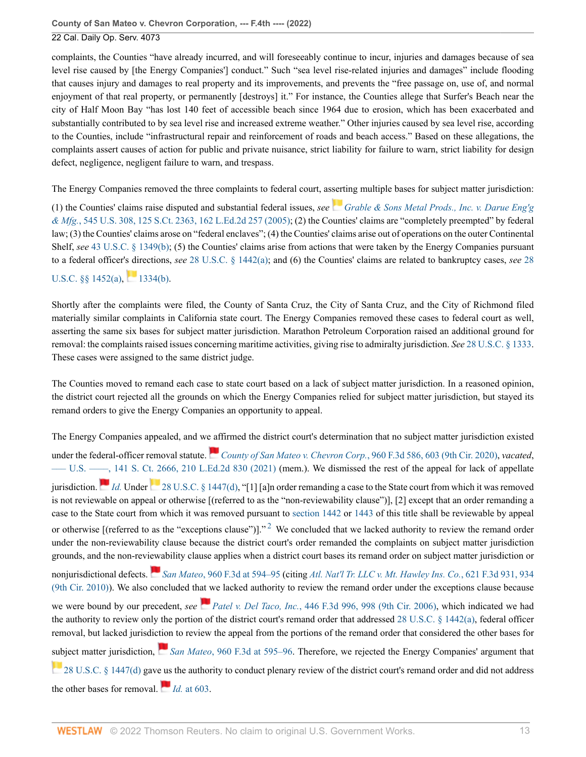complaints, the Counties "have already incurred, and will foreseeably continue to incur, injuries and damages because of sea level rise caused by [the Energy Companies'] conduct." Such "sea level rise-related injuries and damages" include flooding that causes injury and damages to real property and its improvements, and prevents the "free passage on, use of, and normal enjoyment of that real property, or permanently [destroys] it." For instance, the Counties allege that Surfer's Beach near the city of Half Moon Bay "has lost 140 feet of accessible beach since 1964 due to erosion, which has been exacerbated and substantially contributed to by sea level rise and increased extreme weather." Other injuries caused by sea level rise, according to the Counties, include "infrastructural repair and reinforcement of roads and beach access." Based on these allegations, the complaints assert causes of action for public and private nuisance, strict liability for failure to warn, strict liability for design defect, negligence, negligent failure to warn, and trespass.

The Energy Companies removed the three complaints to federal court, asserting multiple bases for subject matter jurisdiction: (1) the Counties' claims raise disputed and substantial federal issues, *see* *Grable & Sons Metal Prods., Inc. v. Darue Eng'g & Mfg.*, 545 U.S. 308, 125 S.Ct. 2363, 162 L.Ed.2d 257 (2005); (2) the Counties' claims are "completely preempted" by federal law; (3) the Counties' claims arose on "federal enclaves"; (4) the Counties' claims arise out of operations on the outer Continental Shelf, *see* 43 U.S.C. § 1349(b); (5) the Counties' claims arise from actions that were taken by the Energy Companies pursuant to a federal officer's directions, *see* 28 U.S.C. § 1442(a); and (6) the Counties' claims are related to bankruptcy cases, *see* 28 U.S.C. §§ 1452(a), 1334(b).

Shortly after the complaints were filed, the County of Santa Cruz, the City of Santa Cruz, and the City of Richmond filed materially similar complaints in California state court. The Energy Companies removed these cases to federal court as well, asserting the same six bases for subject matter jurisdiction. Marathon Petroleum Corporation raised an additional ground for removal: the complaints raised issues concerning maritime activities, giving rise to admiralty jurisdiction. *See* 28 U.S.C. § 1333. These cases were assigned to the same district judge.

The Counties moved to remand each case to state court based on a lack of subject matter jurisdiction. In a reasoned opinion, the district court rejected all the grounds on which the Energy Companies relied for subject matter jurisdiction, but stayed its remand orders to give the Energy Companies an opportunity to appeal.

The Energy Companies appealed, and we affirmed the district court's determination that no subject matter jurisdiction existed under the federal-officer removal statute. *County of San Mateo v. Chevron Corp.*, 960 F.3d 586, 603 (9th Cir. 2020), *vacated*, ––– U.S. ––––, 141 S. Ct. 2666, 210 L.Ed.2d 830 (2021) (mem.). We dismissed the rest of the appeal for lack of appellate jurisdiction. *Id.* Under 28 U.S.C. § 1447(d), "[1] [a]n order remanding a case to the State court from which it was removed is not reviewable on appeal or otherwise [(referred to as the "non-reviewability clause")], [2] except that an order remanding a case to the State court from which it was removed pursuant to section 1442 or 1443 of this title shall be reviewable by appeal or otherwise [(referred to as the "exceptions clause")]."[2] We concluded that we lacked authority to review the remand order under the non-reviewability clause because the district court's order remanded the complaints on subject matter jurisdiction grounds, and the non-reviewability clause applies when a district court bases its remand order on subject matter jurisdiction or nonjurisdictional defects. *San Mateo*, 960 F.3d at 594–95 (citing *Atl. Nat'l Tr. LLC v. Mt. Hawley Ins. Co.*, 621 F.3d 931, 934 (9th Cir. 2010)). We also concluded that we lacked authority to review the remand order under the exceptions clause because we were bound by our precedent, *see* *Patel v. Del Taco, Inc.*, 446 F.3d 996, 998 (9th Cir. 2006), which indicated we had the authority to review only the portion of the district court's remand order that addressed 28 U.S.C. § 1442(a), federal officer removal, but lacked jurisdiction to review the appeal from the portions of the remand order that considered the other bases for subject matter jurisdiction, *San Mateo*, 960 F.3d at 595–96. Therefore, we rejected the Energy Companies' argument that 28 U.S.C. § 1447(d) gave us the authority to conduct plenary review of the district court's remand order and did not address the other bases for removal. *Id.* at 603.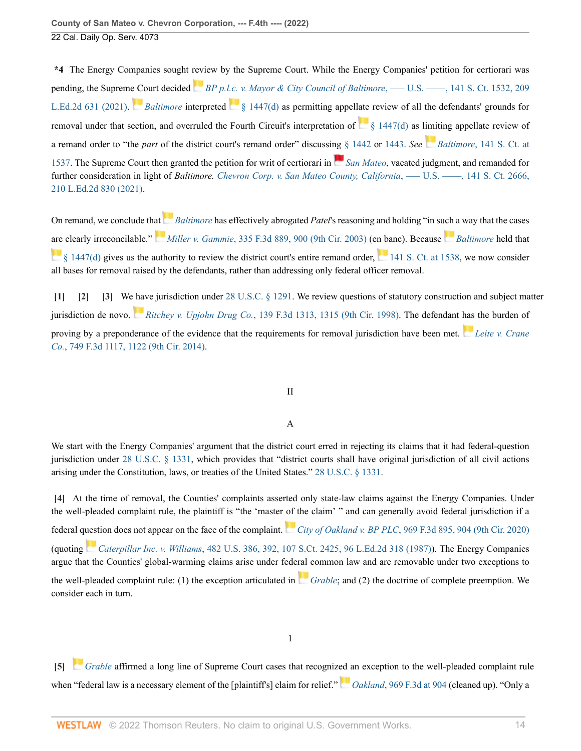**\*4** The Energy Companies sought review by the Supreme Court. While the Energy Companies' petition for certiorari was pending, the Supreme Court decided *BP p.l.c. v. Mayor & City Council of Baltimore*, ––– U.S. ––––, 141 S. Ct. 1532, 209 L.Ed.2d 631 (2021). *Baltimore* interpreted § 1447(d) as permitting appellate review of all the defendants' grounds for removal under that section, and overruled the Fourth Circuit's interpretation of § 1447(d) as limiting appellate review of a remand order to "the *part* of the district court's remand order" discussing § 1442 or 1443. *See* *Baltimore*, 141 S. Ct. at 1537. The Supreme Court then granted the petition for writ of certiorari in *San Mateo*, vacated judgment, and remanded for further consideration in light of *Baltimore*. *Chevron Corp. v. San Mateo County, California*, ––– U.S. ––––, 141 S. Ct. 2666, 210 L.Ed.2d 830 (2021).

On remand, we conclude that *Baltimore* has effectively abrogated *Patel*'s reasoning and holding "in such a way that the cases are clearly irreconcilable." *Miller v. Gammie*, 335 F.3d 889, 900 (9th Cir. 2003) (en banc). Because *Baltimore* held that § 1447(d) gives us the authority to review the district court's entire remand order, 141 S. Ct. at 1538, we now consider all bases for removal raised by the defendants, rather than addressing only federal officer removal.

**[1] [2] [3]** We have jurisdiction under 28 U.S.C. § 1291. We review questions of statutory construction and subject matter jurisdiction de novo. *Ritchey v. Upjohn Drug Co.*, 139 F.3d 1313, 1315 (9th Cir. 1998). The defendant has the burden of proving by a preponderance of the evidence that the requirements for removal jurisdiction have been met. *Leite v. Crane Co.*, 749 F.3d 1117, 1122 (9th Cir. 2014).

## II

### A

We start with the Energy Companies' argument that the district court erred in rejecting its claims that it had federal-question jurisdiction under 28 U.S.C. § 1331, which provides that "district courts shall have original jurisdiction of all civil actions arising under the Constitution, laws, or treaties of the United States." 28 U.S.C. § 1331.

**[4]** At the time of removal, the Counties' complaints asserted only state-law claims against the Energy Companies. Under the well-pleaded complaint rule, the plaintiff is "the 'master of the claim' " and can generally avoid federal jurisdiction if a federal question does not appear on the face of the complaint. *City of Oakland v. BP PLC*, 969 F.3d 895, 904 (9th Cir. 2020) (quoting *Caterpillar Inc. v. Williams*, 482 U.S. 386, 392, 107 S.Ct. 2425, 96 L.Ed.2d 318 (1987)). The Energy Companies argue that the Counties' global-warming claims arise under federal common law and are removable under two exceptions to the well-pleaded complaint rule: (1) the exception articulated in *Grable*; and (2) the doctrine of complete preemption. We consider each in turn.

#### 1

**[5]** *Grable* affirmed a long line of Supreme Court cases that recognized an exception to the well-pleaded complaint rule when "federal law is a necessary element of the [plaintiff's] claim for relief." *Oakland*, 969 F.3d at 904 (cleaned up). "Only a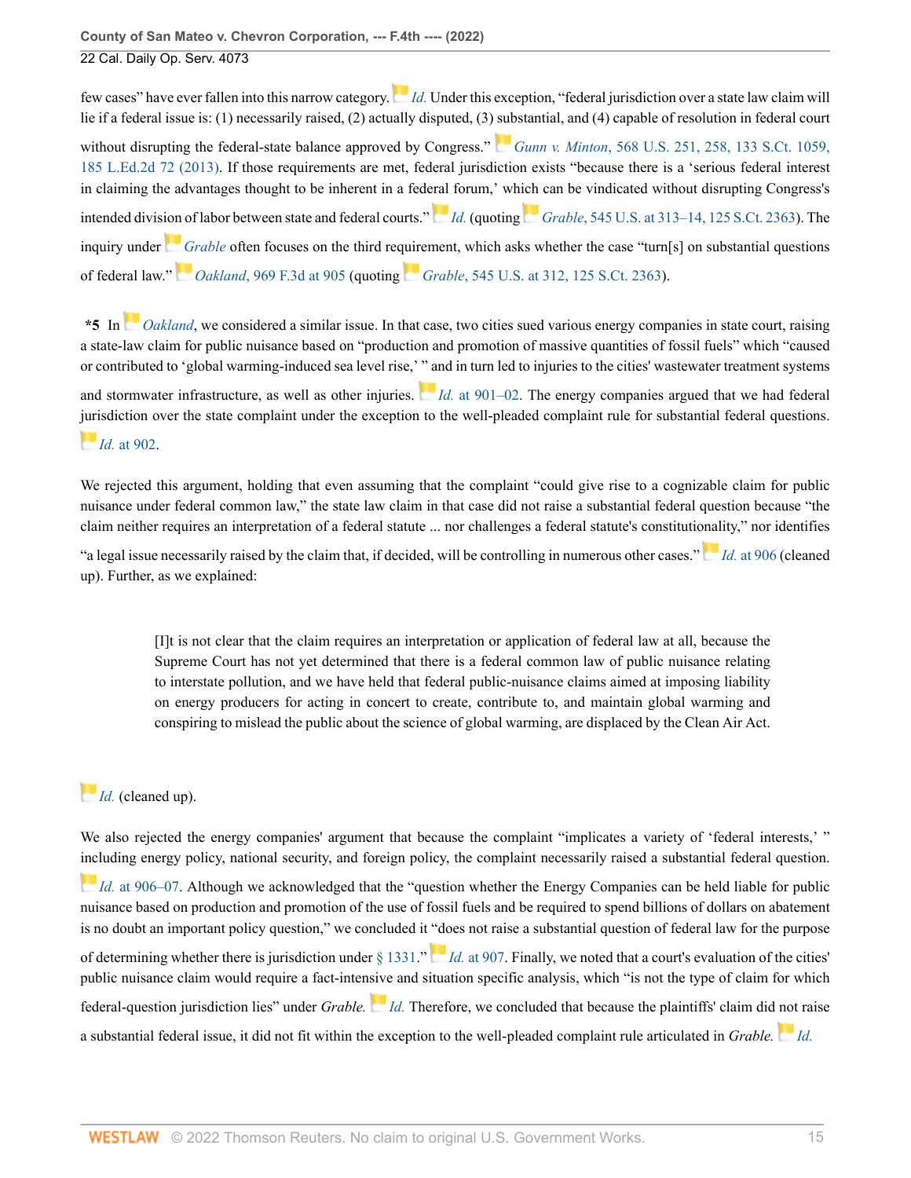few cases" have ever fallen into this narrow category. *Id.* Under this exception, "federal jurisdiction over a state law claim will lie if a federal issue is: (1) necessarily raised, (2) actually disputed, (3) substantial, and (4) capable of resolution in federal court without disrupting the federal-state balance approved by Congress." *Gunn v. Minton*, 568 U.S. 251, 258, 133 S.Ct. 1059, 185 L.Ed.2d 72 (2013). If those requirements are met, federal jurisdiction exists "because there is a 'serious federal interest in claiming the advantages thought to be inherent in a federal forum,' which can be vindicated without disrupting Congress's intended division of labor between state and federal courts." *Id.* (quoting *Grable*, 545 U.S. at 313–14, 125 S.Ct. 2363). The inquiry under *Grable* often focuses on the third requirement, which asks whether the case "turn[s] on substantial questions of federal law." *Oakland*, 969 F.3d at 905 (quoting *Grable*, 545 U.S. at 312, 125 S.Ct. 2363).

**\*5** In *Oakland*, we considered a similar issue. In that case, two cities sued various energy companies in state court, raising a state-law claim for public nuisance based on "production and promotion of massive quantities of fossil fuels" which "caused or contributed to 'global warming-induced sea level rise,' " and in turn led to injuries to the cities' wastewater treatment systems and stormwater infrastructure, as well as other injuries. *Id.* at 901–02. The energy companies argued that we had federal jurisdiction over the state complaint under the exception to the well-pleaded complaint rule for substantial federal questions. *Id.* at 902.

We rejected this argument, holding that even assuming that the complaint "could give rise to a cognizable claim for public nuisance under federal common law," the state law claim in that case did not raise a substantial federal question because "the claim neither requires an interpretation of a federal statute ... nor challenges a federal statute's constitutionality," nor identifies "a legal issue necessarily raised by the claim that, if decided, will be controlling in numerous other cases." *Id.* at 906 (cleaned up). Further, as we explained:

> [I]t is not clear that the claim requires an interpretation or application of federal law at all, because the Supreme Court has not yet determined that there is a federal common law of public nuisance relating to interstate pollution, and we have held that federal public-nuisance claims aimed at imposing liability on energy producers for acting in concert to create, contribute to, and maintain global warming and conspiring to mislead the public about the science of global warming, are displaced by the Clean Air Act.

*Id.* (cleaned up).

We also rejected the energy companies' argument that because the complaint "implicates a variety of 'federal interests,' " including energy policy, national security, and foreign policy, the complaint necessarily raised a substantial federal question. *Id.* at 906–07. Although we acknowledged that the "question whether the Energy Companies can be held liable for public nuisance based on production and promotion of the use of fossil fuels and be required to spend billions of dollars on abatement is no doubt an important policy question," we concluded it "does not raise a substantial question of federal law for the purpose of determining whether there is jurisdiction under § 1331." *Id.* at 907. Finally, we noted that a court's evaluation of the cities' public nuisance claim would require a fact-intensive and situation specific analysis, which "is not the type of claim for which federal-question jurisdiction lies" under *Grable*. *Id.* Therefore, we concluded that because the plaintiffs' claim did not raise a substantial federal issue, it did not fit within the exception to the well-pleaded complaint rule articulated in *Grable*. *Id.*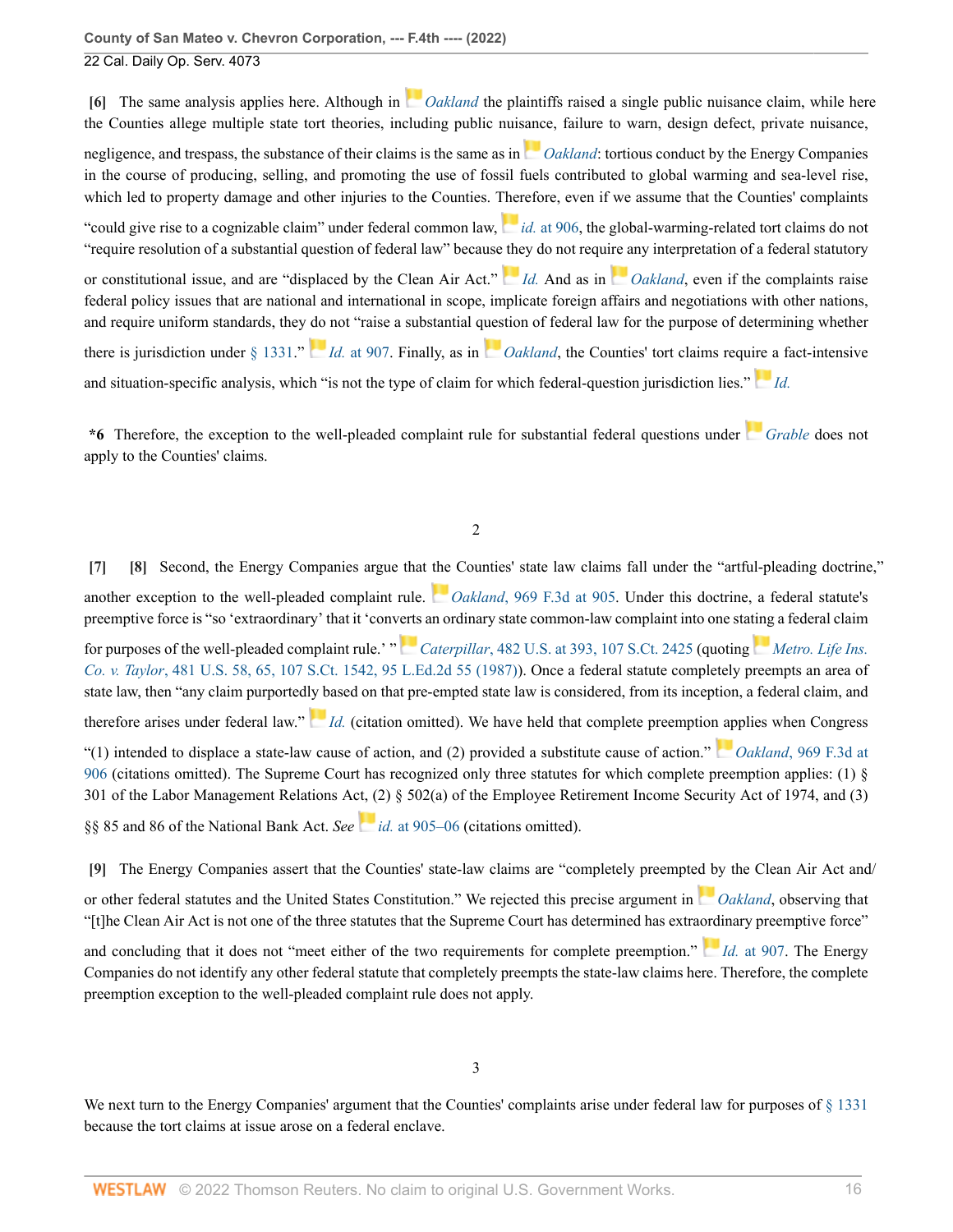**[6]** The same analysis applies here. Although in *Oakland* the plaintiffs raised a single public nuisance claim, while here the Counties allege multiple state tort theories, including public nuisance, failure to warn, design defect, private nuisance, negligence, and trespass, the substance of their claims is the same as in *Oakland*: tortious conduct by the Energy Companies in the course of producing, selling, and promoting the use of fossil fuels contributed to global warming and sea-level rise, which led to property damage and other injuries to the Counties. Therefore, even if we assume that the Counties' complaints "could give rise to a cognizable claim" under federal common law, *id.* at 906, the global-warming-related tort claims do not "require resolution of a substantial question of federal law" because they do not require any interpretation of a federal statutory or constitutional issue, and are "displaced by the Clean Air Act." *Id.* And as in *Oakland*, even if the complaints raise federal policy issues that are national and international in scope, implicate foreign affairs and negotiations with other nations, and require uniform standards, they do not "raise a substantial question of federal law for the purpose of determining whether there is jurisdiction under § 1331." *Id.* at 907. Finally, as in *Oakland*, the Counties' tort claims require a fact-intensive and situation-specific analysis, which "is not the type of claim for which federal-question jurisdiction lies." *Id.*

**\*6** Therefore, the exception to the well-pleaded complaint rule for substantial federal questions under *Grable* does not apply to the Counties' claims.

2

**[7]** **[8]** Second, the Energy Companies argue that the Counties' state law claims fall under the "artful-pleading doctrine," another exception to the well-pleaded complaint rule. *Oakland*, 969 F.3d at 905. Under this doctrine, a federal statute's preemptive force is "so 'extraordinary' that it 'converts an ordinary state common-law complaint into one stating a federal claim for purposes of the well-pleaded complaint rule.' " *Caterpillar*, 482 U.S. at 393, 107 S.Ct. 2425 (quoting *Metro. Life Ins. Co. v. Taylor*, 481 U.S. 58, 65, 107 S.Ct. 1542, 95 L.Ed.2d 55 (1987)). Once a federal statute completely preempts an area of state law, then "any claim purportedly based on that pre-empted state law is considered, from its inception, a federal claim, and therefore arises under federal law." *Id.* (citation omitted). We have held that complete preemption applies when Congress "(1) intended to displace a state-law cause of action, and (2) provided a substitute cause of action." *Oakland*, 969 F.3d at 906 (citations omitted). The Supreme Court has recognized only three statutes for which complete preemption applies: (1) § 301 of the Labor Management Relations Act, (2) § 502(a) of the Employee Retirement Income Security Act of 1974, and (3) §§ 85 and 86 of the National Bank Act. *See* *id.* at 905–06 (citations omitted).

**[9]** The Energy Companies assert that the Counties' state-law claims are "completely preempted by the Clean Air Act and/or other federal statutes and the United States Constitution." We rejected this precise argument in *Oakland*, observing that "[t]he Clean Air Act is not one of the three statutes that the Supreme Court has determined has extraordinary preemptive force" and concluding that it does not "meet either of the two requirements for complete preemption." *Id.* at 907. The Energy Companies do not identify any other federal statute that completely preempts the state-law claims here. Therefore, the complete preemption exception to the well-pleaded complaint rule does not apply.

3

We next turn to the Energy Companies' argument that the Counties' complaints arise under federal law for purposes of § 1331 because the tort claims at issue arose on a federal enclave.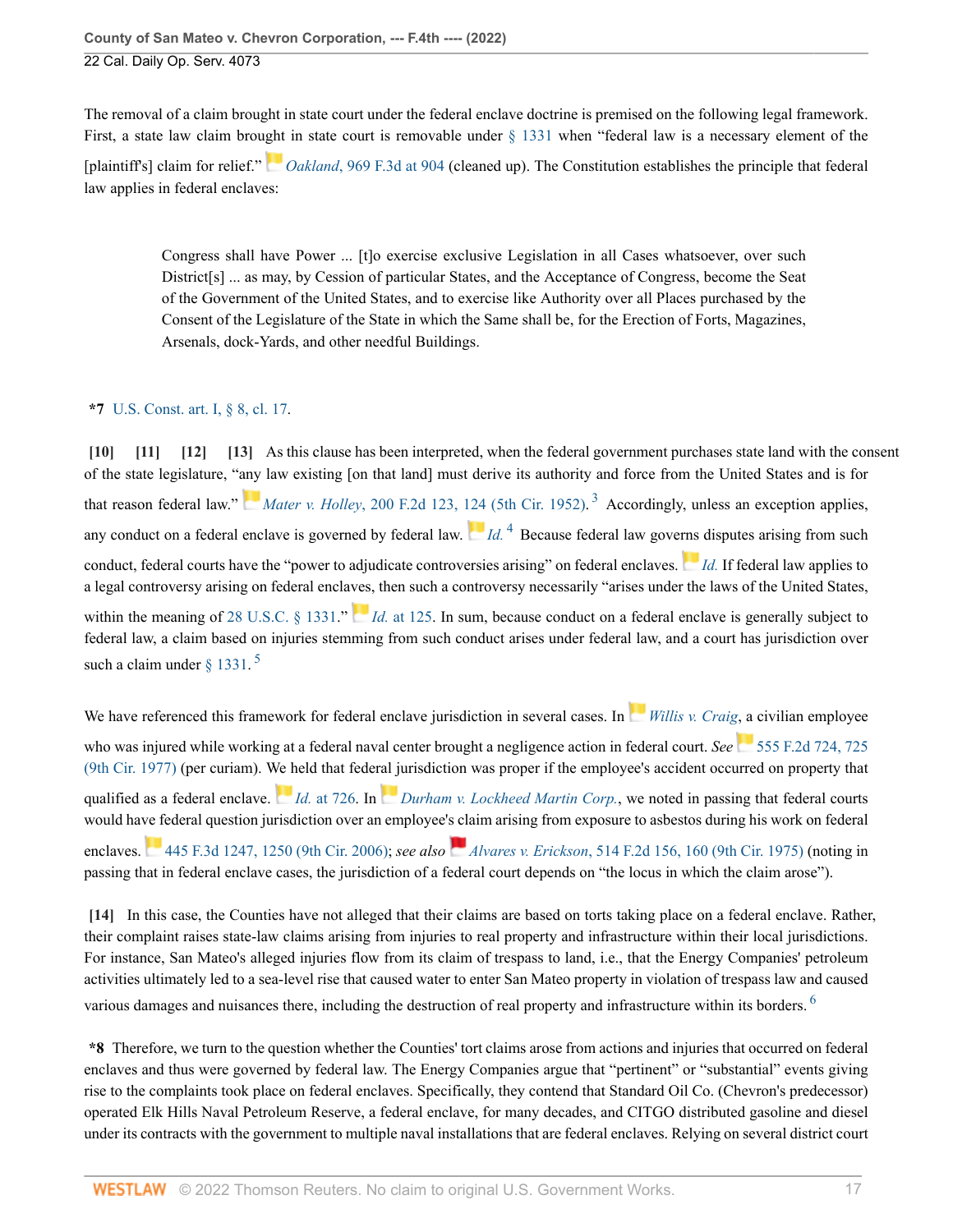The removal of a claim brought in state court under the federal enclave doctrine is premised on the following legal framework. First, a state law claim brought in state court is removable under § 1331 when "federal law is a necessary element of the [plaintiff's] claim for relief." *Oakland*, 969 F.3d at 904 (cleaned up). The Constitution establishes the principle that federal law applies in federal enclaves:

> Congress shall have Power ... [t]o exercise exclusive Legislation in all Cases whatsoever, over such District[s] ... as may, by Cession of particular States, and the Acceptance of Congress, become the Seat of the Government of the United States, and to exercise like Authority over all Places purchased by the Consent of the Legislature of the State in which the Same shall be, for the Erection of Forts, Magazines, Arsenals, dock-Yards, and other needful Buildings.

**\*7** U.S. Const. art. I, § 8, cl. 17.

**[10] [11] [12] [13]** As this clause has been interpreted, when the federal government purchases state land with the consent of the state legislature, "any law existing [on that land] must derive its authority and force from the United States and is for that reason federal law." *Mater v. Holley*, 200 F.2d 123, 124 (5th Cir. 1952).[3] Accordingly, unless an exception applies, any conduct on a federal enclave is governed by federal law. *Id.*[4] Because federal law governs disputes arising from such conduct, federal courts have the "power to adjudicate controversies arising" on federal enclaves. *Id.* If federal law applies to a legal controversy arising on federal enclaves, then such a controversy necessarily "arises under the laws of the United States, within the meaning of 28 U.S.C. § 1331." *Id.* at 125. In sum, because conduct on a federal enclave is generally subject to federal law, a claim based on injuries stemming from such conduct arises under federal law, and a court has jurisdiction over such a claim under § 1331.[5]

We have referenced this framework for federal enclave jurisdiction in several cases. In *Willis v. Craig*, a civilian employee who was injured while working at a federal naval center brought a negligence action in federal court. *See* 555 F.2d 724, 725 (9th Cir. 1977) (per curiam). We held that federal jurisdiction was proper if the employee's accident occurred on property that qualified as a federal enclave. *Id.* at 726. In *Durham v. Lockheed Martin Corp.*, we noted in passing that federal courts would have federal question jurisdiction over an employee's claim arising from exposure to asbestos during his work on federal enclaves. 445 F.3d 1247, 1250 (9th Cir. 2006); *see also* *Alvares v. Erickson*, 514 F.2d 156, 160 (9th Cir. 1975) (noting in passing that in federal enclave cases, the jurisdiction of a federal court depends on "the locus in which the claim arose").

**[14]** In this case, the Counties have not alleged that their claims are based on torts taking place on a federal enclave. Rather, their complaint raises state-law claims arising from injuries to real property and infrastructure within their local jurisdictions. For instance, San Mateo's alleged injuries flow from its claim of trespass to land, i.e., that the Energy Companies' petroleum activities ultimately led to a sea-level rise that caused water to enter San Mateo property in violation of trespass law and caused various damages and nuisances there, including the destruction of real property and infrastructure within its borders.[6]

**\*8** Therefore, we turn to the question whether the Counties' tort claims arose from actions and injuries that occurred on federal enclaves and thus were governed by federal law. The Energy Companies argue that "pertinent" or "substantial" events giving rise to the complaints took place on federal enclaves. Specifically, they contend that Standard Oil Co. (Chevron's predecessor) operated Elk Hills Naval Petroleum Reserve, a federal enclave, for many decades, and CITGO distributed gasoline and diesel under its contracts with the government to multiple naval installations that are federal enclaves. Relying on several district court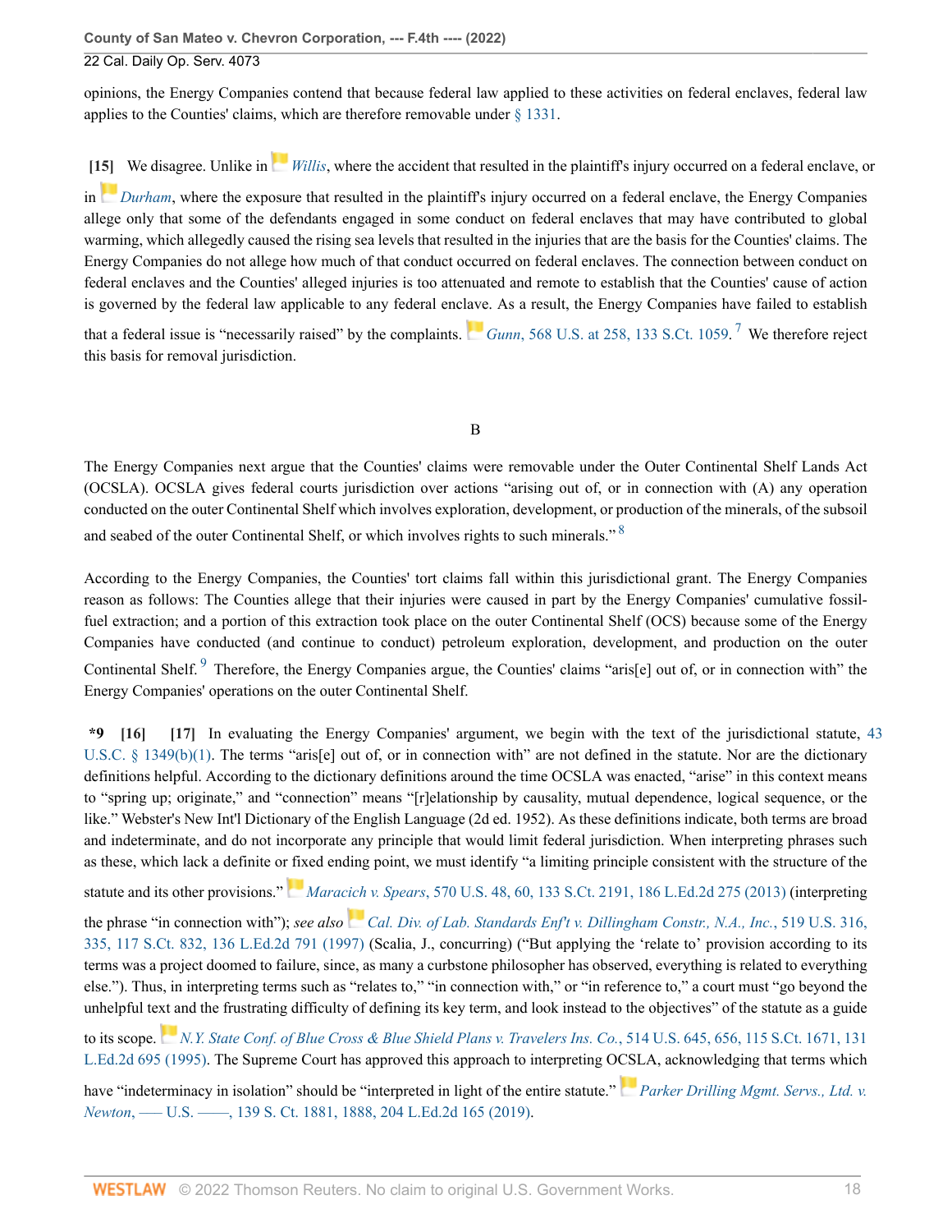opinions, the Energy Companies contend that because federal law applied to these activities on federal enclaves, federal law applies to the Counties' claims, which are therefore removable under § 1331.

**[15]** We disagree. Unlike in *Willis*, where the accident that resulted in the plaintiff's injury occurred on a federal enclave, or in *Durham*, where the exposure that resulted in the plaintiff's injury occurred on a federal enclave, the Energy Companies allege only that some of the defendants engaged in some conduct on federal enclaves that may have contributed to global warming, which allegedly caused the rising sea levels that resulted in the injuries that are the basis for the Counties' claims. The Energy Companies do not allege how much of that conduct occurred on federal enclaves. The connection between conduct on federal enclaves and the Counties' alleged injuries is too attenuated and remote to establish that the Counties' cause of action is governed by the federal law applicable to any federal enclave. As a result, the Energy Companies have failed to establish that a federal issue is "necessarily raised" by the complaints. *Gunn*, 568 U.S. at 258, 133 S.Ct. 1059.[7] We therefore reject this basis for removal jurisdiction.

B

The Energy Companies next argue that the Counties' claims were removable under the Outer Continental Shelf Lands Act (OCSLA). OCSLA gives federal courts jurisdiction over actions "arising out of, or in connection with (A) any operation conducted on the outer Continental Shelf which involves exploration, development, or production of the minerals, of the subsoil and seabed of the outer Continental Shelf, or which involves rights to such minerals."[8]

According to the Energy Companies, the Counties' tort claims fall within this jurisdictional grant. The Energy Companies reason as follows: The Counties allege that their injuries were caused in part by the Energy Companies' cumulative fossil-fuel extraction; and a portion of this extraction took place on the outer Continental Shelf (OCS) because some of the Energy Companies have conducted (and continue to conduct) petroleum exploration, development, and production on the outer Continental Shelf.[9] Therefore, the Energy Companies argue, the Counties' claims "aris[e] out of, or in connection with" the Energy Companies' operations on the outer Continental Shelf.

**\*9 [16] [17]** In evaluating the Energy Companies' argument, we begin with the text of the jurisdictional statute, 43 U.S.C. § 1349(b)(1). The terms "aris[e] out of, or in connection with" are not defined in the statute. Nor are the dictionary definitions helpful. According to the dictionary definitions around the time OCSLA was enacted, "arise" in this context means to "spring up; originate," and "connection" means "[r]elationship by causality, mutual dependence, logical sequence, or the like." Webster's New Int'l Dictionary of the English Language (2d ed. 1952). As these definitions indicate, both terms are broad and indeterminate, and do not incorporate any principle that would limit federal jurisdiction. When interpreting phrases such as these, which lack a definite or fixed ending point, we must identify "a limiting principle consistent with the structure of the statute and its other provisions." *Maracich v. Spears*, 570 U.S. 48, 60, 133 S.Ct. 2191, 186 L.Ed.2d 275 (2013) (interpreting the phrase "in connection with"); *see also* *Cal. Div. of Lab. Standards Enf't v. Dillingham Constr., N.A., Inc.*, 519 U.S. 316, 335, 117 S.Ct. 832, 136 L.Ed.2d 791 (1997) (Scalia, J., concurring) ("But applying the 'relate to' provision according to its terms was a project doomed to failure, since, as many a curbstone philosopher has observed, everything is related to everything else."). Thus, in interpreting terms such as "relates to," "in connection with," or "in reference to," a court must "go beyond the unhelpful text and the frustrating difficulty of defining its key term, and look instead to the objectives" of the statute as a guide to its scope. *N.Y. State Conf. of Blue Cross & Blue Shield Plans v. Travelers Ins. Co.*, 514 U.S. 645, 656, 115 S.Ct. 1671, 131 L.Ed.2d 695 (1995). The Supreme Court has approved this approach to interpreting OCSLA, acknowledging that terms which have "indeterminacy in isolation" should be "interpreted in light of the entire statute." *Parker Drilling Mgmt. Servs., Ltd. v. Newton*, ––– U.S. ––––, 139 S. Ct. 1881, 1888, 204 L.Ed.2d 165 (2019).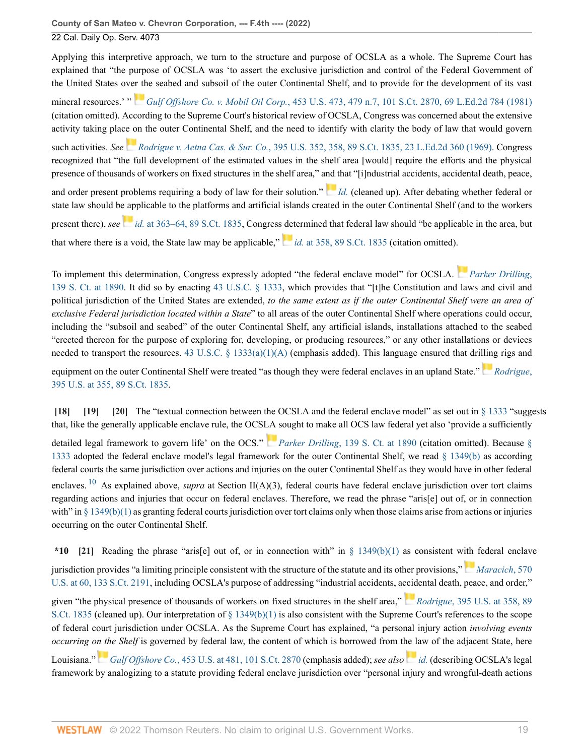Applying this interpretive approach, we turn to the structure and purpose of OCSLA as a whole. The Supreme Court has explained that "the purpose of OCSLA was 'to assert the exclusive jurisdiction and control of the Federal Government of the United States over the seabed and subsoil of the outer Continental Shelf, and to provide for the development of its vast mineral resources.' " *Gulf Offshore Co. v. Mobil Oil Corp.*, 453 U.S. 473, 479 n.7, 101 S.Ct. 2870, 69 L.Ed.2d 784 (1981) (citation omitted). According to the Supreme Court's historical review of OCSLA, Congress was concerned about the extensive activity taking place on the outer Continental Shelf, and the need to identify with clarity the body of law that would govern such activities. *See* *Rodrigue v. Aetna Cas. & Sur. Co.*, 395 U.S. 352, 358, 89 S.Ct. 1835, 23 L.Ed.2d 360 (1969). Congress recognized that "the full development of the estimated values in the shelf area [would] require the efforts and the physical presence of thousands of workers on fixed structures in the shelf area," and that "[i]ndustrial accidents, accidental death, peace, and order present problems requiring a body of law for their solution." *Id.* (cleaned up). After debating whether federal or state law should be applicable to the platforms and artificial islands created in the outer Continental Shelf (and to the workers present there), *see* *id.* at 363–64, 89 S.Ct. 1835, Congress determined that federal law should "be applicable in the area, but that where there is a void, the State law may be applicable," *id.* at 358, 89 S.Ct. 1835 (citation omitted).

To implement this determination, Congress expressly adopted "the federal enclave model" for OCSLA. *Parker Drilling*, 139 S. Ct. at 1890. It did so by enacting 43 U.S.C. § 1333, which provides that "[t]he Constitution and laws and civil and political jurisdiction of the United States are extended, *to the same extent as if the outer Continental Shelf were an area of exclusive Federal jurisdiction located within a State*" to all areas of the outer Continental Shelf where operations could occur, including the "subsoil and seabed" of the outer Continental Shelf, any artificial islands, installations attached to the seabed "erected thereon for the purpose of exploring for, developing, or producing resources," or any other installations or devices needed to transport the resources. 43 U.S.C. § 1333(a)(1)(A) (emphasis added). This language ensured that drilling rigs and equipment on the outer Continental Shelf were treated "as though they were federal enclaves in an upland State." *Rodrigue*, 395 U.S. at 355, 89 S.Ct. 1835.

**[18] [19] [20]** The "textual connection between the OCSLA and the federal enclave model" as set out in § 1333 "suggests that, like the generally applicable enclave rule, the OCSLA sought to make all OCS law federal yet also 'provide a sufficiently detailed legal framework to govern life' on the OCS." *Parker Drilling*, 139 S. Ct. at 1890 (citation omitted). Because § 1333 adopted the federal enclave model's legal framework for the outer Continental Shelf, we read § 1349(b) as according federal courts the same jurisdiction over actions and injuries on the outer Continental Shelf as they would have in other federal enclaves.[10] As explained above, *supra* at Section II(A)(3), federal courts have federal enclave jurisdiction over tort claims regarding actions and injuries that occur on federal enclaves. Therefore, we read the phrase "aris[e] out of, or in connection with" in § 1349(b)(1) as granting federal courts jurisdiction over tort claims only when those claims arise from actions or injuries occurring on the outer Continental Shelf.

**\*10 [21]** Reading the phrase "aris[e] out of, or in connection with" in § 1349(b)(1) as consistent with federal enclave jurisdiction provides "a limiting principle consistent with the structure of the statute and its other provisions," *Maracich*, 570 U.S. at 60, 133 S.Ct. 2191, including OCSLA's purpose of addressing "industrial accidents, accidental death, peace, and order," given "the physical presence of thousands of workers on fixed structures in the shelf area," *Rodrigue*, 395 U.S. at 358, 89 S.Ct. 1835 (cleaned up). Our interpretation of § 1349(b)(1) is also consistent with the Supreme Court's references to the scope of federal court jurisdiction under OCSLA. As the Supreme Court has explained, "a personal injury action *involving events occurring on the Shelf* is governed by federal law, the content of which is borrowed from the law of the adjacent State, here Louisiana." *Gulf Offshore Co.*, 453 U.S. at 481, 101 S.Ct. 2870 (emphasis added); *see also* *id.* (describing OCSLA's legal framework by analogizing to a statute providing federal enclave jurisdiction over "personal injury and wrongful-death actions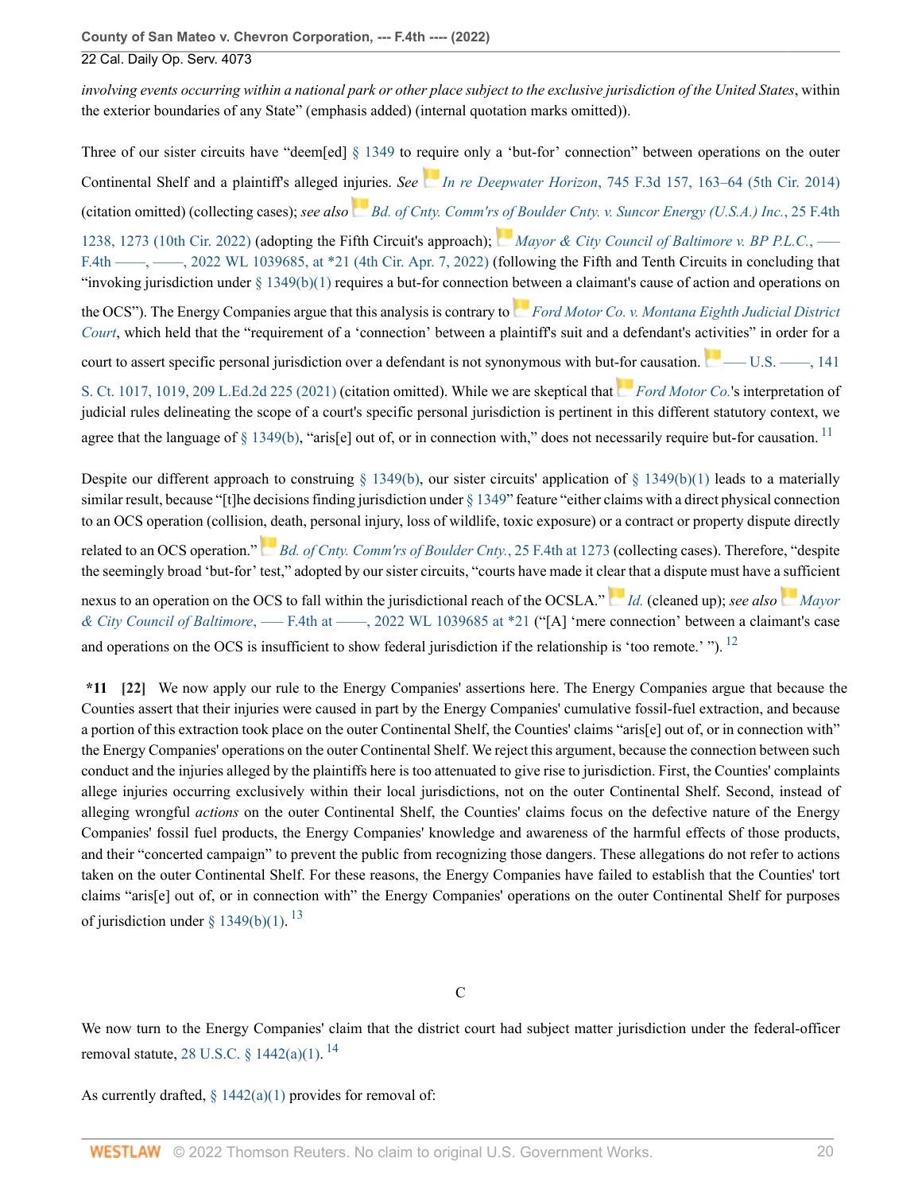*involving events occurring within a national park or other place subject to the exclusive jurisdiction of the United States*, within the exterior boundaries of any State" (emphasis added) (internal quotation marks omitted)).

Three of our sister circuits have "deem[ed] § 1349 to require only a 'but-for' connection" between operations on the outer Continental Shelf and a plaintiff's alleged injuries. *See* *In re Deepwater Horizon*, 745 F.3d 157, 163–64 (5th Cir. 2014) (citation omitted) (collecting cases); *see also* *Bd. of Cnty. Comm'rs of Boulder Cnty. v. Suncor Energy (U.S.A.) Inc.*, 25 F.4th 1238, 1273 (10th Cir. 2022) (adopting the Fifth Circuit's approach); *Mayor & City Council of Baltimore v. BP P.L.C.*, ––– F.4th ––––, ––––, 2022 WL 1039685, at *21 (4th Cir. Apr. 7, 2022) (following the Fifth and Tenth Circuits in concluding that "invoking jurisdiction under § 1349(b)(1) requires a but-for connection between a claimant's cause of action and operations on the OCS"). The Energy Companies argue that this analysis is contrary to *Ford Motor Co. v. Montana Eighth Judicial District Court*, which held that the "requirement of a 'connection' between a plaintiff's suit and a defendant's activities" in order for a court to assert specific personal jurisdiction over a defendant is not synonymous with but-for causation. ––– U.S. ––––, 141 S. Ct. 1017, 1019, 209 L.Ed.2d 225 (2021) (citation omitted). While we are skeptical that *Ford Motor Co.*'s interpretation of judicial rules delineating the scope of a court's specific personal jurisdiction is pertinent in this different statutory context, we agree that the language of § 1349(b), "aris[e] out of, or in connection with," does not necessarily require but-for causation. [11]

Despite our different approach to construing § 1349(b), our sister circuits' application of § 1349(b)(1) leads to a materially similar result, because "[t]he decisions finding jurisdiction under § 1349" feature "either claims with a direct physical connection to an OCS operation (collision, death, personal injury, loss of wildlife, toxic exposure) or a contract or property dispute directly related to an OCS operation." *Bd. of Cnty. Comm'rs of Boulder Cnty.*, 25 F.4th at 1273 (collecting cases). Therefore, "despite the seemingly broad 'but-for' test," adopted by our sister circuits, "courts have made it clear that a dispute must have a sufficient nexus to an operation on the OCS to fall within the jurisdictional reach of the OCSLA." *Id.* (cleaned up); *see also* *Mayor & City Council of Baltimore*, ––– F.4th at ––––, 2022 WL 1039685 at *21 ("[A] 'mere connection' between a claimant's case and operations on the OCS is insufficient to show federal jurisdiction if the relationship is 'too remote.' "). [12]

**\*11 [22]** We now apply our rule to the Energy Companies' assertions here. The Energy Companies argue that because the Counties assert that their injuries were caused in part by the Energy Companies' cumulative fossil-fuel extraction, and because a portion of this extraction took place on the outer Continental Shelf, the Counties' claims "aris[e] out of, or in connection with" the Energy Companies' operations on the outer Continental Shelf. We reject this argument, because the connection between such conduct and the injuries alleged by the plaintiffs here is too attenuated to give rise to jurisdiction. First, the Counties' complaints allege injuries occurring exclusively within their local jurisdictions, not on the outer Continental Shelf. Second, instead of alleging wrongful *actions* on the outer Continental Shelf, the Counties' claims focus on the defective nature of the Energy Companies' fossil fuel products, the Energy Companies' knowledge and awareness of the harmful effects of those products, and their "concerted campaign" to prevent the public from recognizing those dangers. These allegations do not refer to actions taken on the outer Continental Shelf. For these reasons, the Energy Companies have failed to establish that the Counties' tort claims "aris[e] out of, or in connection with" the Energy Companies' operations on the outer Continental Shelf for purposes of jurisdiction under § 1349(b)(1). [13]

### C

We now turn to the Energy Companies' claim that the district court had subject matter jurisdiction under the federal-officer removal statute, 28 U.S.C. § 1442(a)(1). [14]

As currently drafted, § 1442(a)(1) provides for removal of: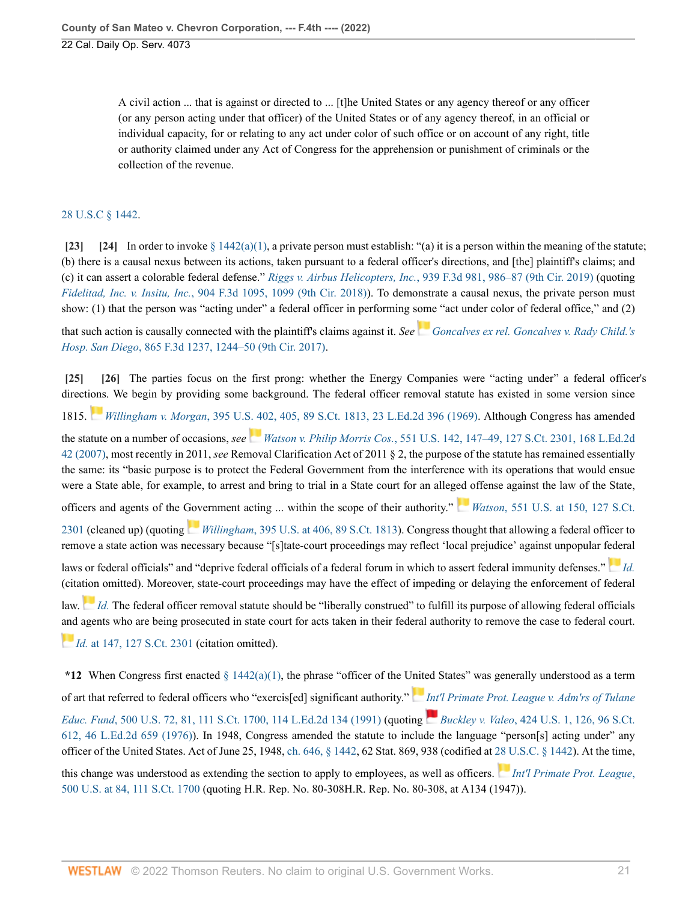> A civil action ... that is against or directed to ... [t]he United States or any agency thereof or any officer (or any person acting under that officer) of the United States or of any agency thereof, in an official or individual capacity, for or relating to any act under color of such office or on account of any right, title or authority claimed under any Act of Congress for the apprehension or punishment of criminals or the collection of the revenue.

28 U.S.C § 1442.

**[23] [24]** In order to invoke § 1442(a)(1), a private person must establish: "(a) it is a person within the meaning of the statute; (b) there is a causal nexus between its actions, taken pursuant to a federal officer's directions, and [the] plaintiff's claims; and (c) it can assert a colorable federal defense." *Riggs v. Airbus Helicopters, Inc.*, 939 F.3d 981, 986–87 (9th Cir. 2019) (quoting *Fidelitad, Inc. v. Insitu, Inc.*, 904 F.3d 1095, 1099 (9th Cir. 2018)). To demonstrate a causal nexus, the private person must show: (1) that the person was "acting under" a federal officer in performing some "act under color of federal office," and (2) that such action is causally connected with the plaintiff's claims against it. *See* *Goncalves ex rel. Goncalves v. Rady Child.'s Hosp. San Diego*, 865 F.3d 1237, 1244–50 (9th Cir. 2017).

**[25] [26]** The parties focus on the first prong: whether the Energy Companies were "acting under" a federal officer's directions. We begin by providing some background. The federal officer removal statute has existed in some version since 1815. *Willingham v. Morgan*, 395 U.S. 402, 405, 89 S.Ct. 1813, 23 L.Ed.2d 396 (1969). Although Congress has amended the statute on a number of occasions, *see* *Watson v. Philip Morris Cos.*, 551 U.S. 142, 147–49, 127 S.Ct. 2301, 168 L.Ed.2d 42 (2007), most recently in 2011, *see* Removal Clarification Act of 2011 § 2, the purpose of the statute has remained essentially the same: its "basic purpose is to protect the Federal Government from the interference with its operations that would ensue were a State able, for example, to arrest and bring to trial in a State court for an alleged offense against the law of the State, officers and agents of the Government acting ... within the scope of their authority." *Watson*, 551 U.S. at 150, 127 S.Ct. 2301 (cleaned up) (quoting *Willingham*, 395 U.S. at 406, 89 S.Ct. 1813). Congress thought that allowing a federal officer to remove a state action was necessary because "[s]tate-court proceedings may reflect 'local prejudice' against unpopular federal laws or federal officials" and "deprive federal officials of a federal forum in which to assert federal immunity defenses." *Id.* (citation omitted). Moreover, state-court proceedings may have the effect of impeding or delaying the enforcement of federal law. *Id.* The federal officer removal statute should be "liberally construed" to fulfill its purpose of allowing federal officials and agents who are being prosecuted in state court for acts taken in their federal authority to remove the case to federal court. *Id.* at 147, 127 S.Ct. 2301 (citation omitted).

**\*12** When Congress first enacted § 1442(a)(1), the phrase "officer of the United States" was generally understood as a term of art that referred to federal officers who "exercis[ed] significant authority." *Int'l Primate Prot. League v. Adm'rs of Tulane Educ. Fund*, 500 U.S. 72, 81, 111 S.Ct. 1700, 114 L.Ed.2d 134 (1991) (quoting *Buckley v. Valeo*, 424 U.S. 1, 126, 96 S.Ct. 612, 46 L.Ed.2d 659 (1976)). In 1948, Congress amended the statute to include the language "person[s] acting under" any officer of the United States. Act of June 25, 1948, ch. 646, § 1442, 62 Stat. 869, 938 (codified at 28 U.S.C. § 1442). At the time, this change was understood as extending the section to apply to employees, as well as officers. *Int'l Primate Prot. League*, 500 U.S. at 84, 111 S.Ct. 1700 (quoting H.R. Rep. No. 80-308H.R. Rep. No. 80-308, at A134 (1947)).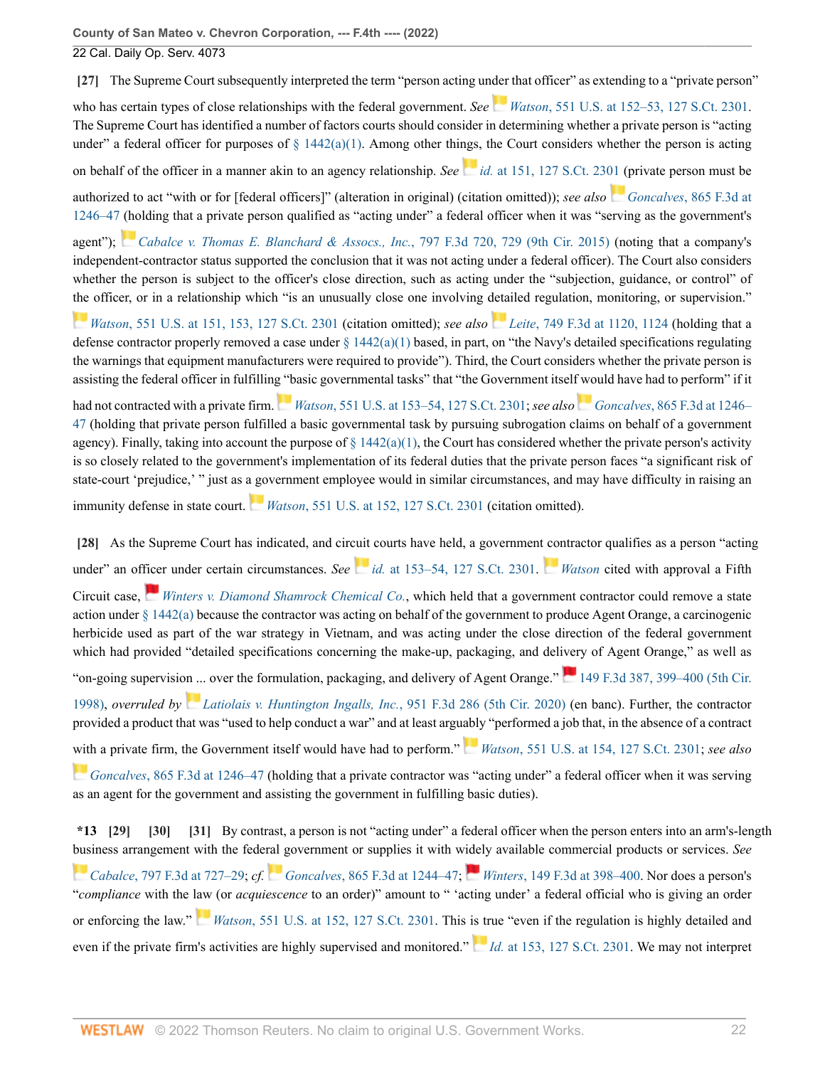**[27]** The Supreme Court subsequently interpreted the term "person acting under that officer" as extending to a "private person" who has certain types of close relationships with the federal government. *See* *Watson*, 551 U.S. at 152–53, 127 S.Ct. 2301. The Supreme Court has identified a number of factors courts should consider in determining whether a private person is "acting under" a federal officer for purposes of § 1442(a)(1). Among other things, the Court considers whether the person is acting on behalf of the officer in a manner akin to an agency relationship. *See* *id.* at 151, 127 S.Ct. 2301 (private person must be authorized to act "with or for [federal officers]" (alteration in original) (citation omitted)); *see also* *Goncalves*, 865 F.3d at 1246–47 (holding that a private person qualified as "acting under" a federal officer when it was "serving as the government's agent"); *Cabalce v. Thomas E. Blanchard & Assocs., Inc.*, 797 F.3d 720, 729 (9th Cir. 2015) (noting that a company's independent-contractor status supported the conclusion that it was not acting under a federal officer). The Court also considers whether the person is subject to the officer's close direction, such as acting under the "subjection, guidance, or control" of the officer, or in a relationship which "is an unusually close one involving detailed regulation, monitoring, or supervision." *Watson*, 551 U.S. at 151, 153, 127 S.Ct. 2301 (citation omitted); *see also* *Leite*, 749 F.3d at 1120, 1124 (holding that a defense contractor properly removed a case under § 1442(a)(1) based, in part, on "the Navy's detailed specifications regulating the warnings that equipment manufacturers were required to provide"). Third, the Court considers whether the private person is assisting the federal officer in fulfilling "basic governmental tasks" that "the Government itself would have had to perform" if it had not contracted with a private firm. *Watson*, 551 U.S. at 153–54, 127 S.Ct. 2301; *see also* *Goncalves*, 865 F.3d at 1246–47 (holding that private person fulfilled a basic governmental task by pursuing subrogation claims on behalf of a government agency). Finally, taking into account the purpose of § 1442(a)(1), the Court has considered whether the private person's activity is so closely related to the government's implementation of its federal duties that the private person faces "a significant risk of state-court 'prejudice,' " just as a government employee would in similar circumstances, and may have difficulty in raising an immunity defense in state court. *Watson*, 551 U.S. at 152, 127 S.Ct. 2301 (citation omitted).

**[28]** As the Supreme Court has indicated, and circuit courts have held, a government contractor qualifies as a person "acting under" an officer under certain circumstances. *See* *id.* at 153–54, 127 S.Ct. 2301. *Watson* cited with approval a Fifth Circuit case, *Winters v. Diamond Shamrock Chemical Co.*, which held that a government contractor could remove a state action under § 1442(a) because the contractor was acting on behalf of the government to produce Agent Orange, a carcinogenic herbicide used as part of the war strategy in Vietnam, and was acting under the close direction of the federal government which had provided "detailed specifications concerning the make-up, packaging, and delivery of Agent Orange," as well as "on-going supervision ... over the formulation, packaging, and delivery of Agent Orange." 149 F.3d 387, 399–400 (5th Cir. 1998), *overruled by* *Latiolais v. Huntington Ingalls, Inc.*, 951 F.3d 286 (5th Cir. 2020) (en banc). Further, the contractor provided a product that was "used to help conduct a war" and at least arguably "performed a job that, in the absence of a contract with a private firm, the Government itself would have had to perform." *Watson*, 551 U.S. at 154, 127 S.Ct. 2301; *see also* *Goncalves*, 865 F.3d at 1246–47 (holding that a private contractor was "acting under" a federal officer when it was serving as an agent for the government and assisting the government in fulfilling basic duties).

**\*13** **[29]** **[30]** **[31]** By contrast, a person is not "acting under" a federal officer when the person enters into an arm's-length business arrangement with the federal government or supplies it with widely available commercial products or services. *See* *Cabalce*, 797 F.3d at 727–29; *cf.* *Goncalves*, 865 F.3d at 1244–47; *Winters*, 149 F.3d at 398–400. Nor does a person's "*compliance* with the law (or *acquiescence* to an order)" amount to " 'acting under' a federal official who is giving an order or enforcing the law." *Watson*, 551 U.S. at 152, 127 S.Ct. 2301. This is true "even if the regulation is highly detailed and even if the private firm's activities are highly supervised and monitored." *Id.* at 153, 127 S.Ct. 2301. We may not interpret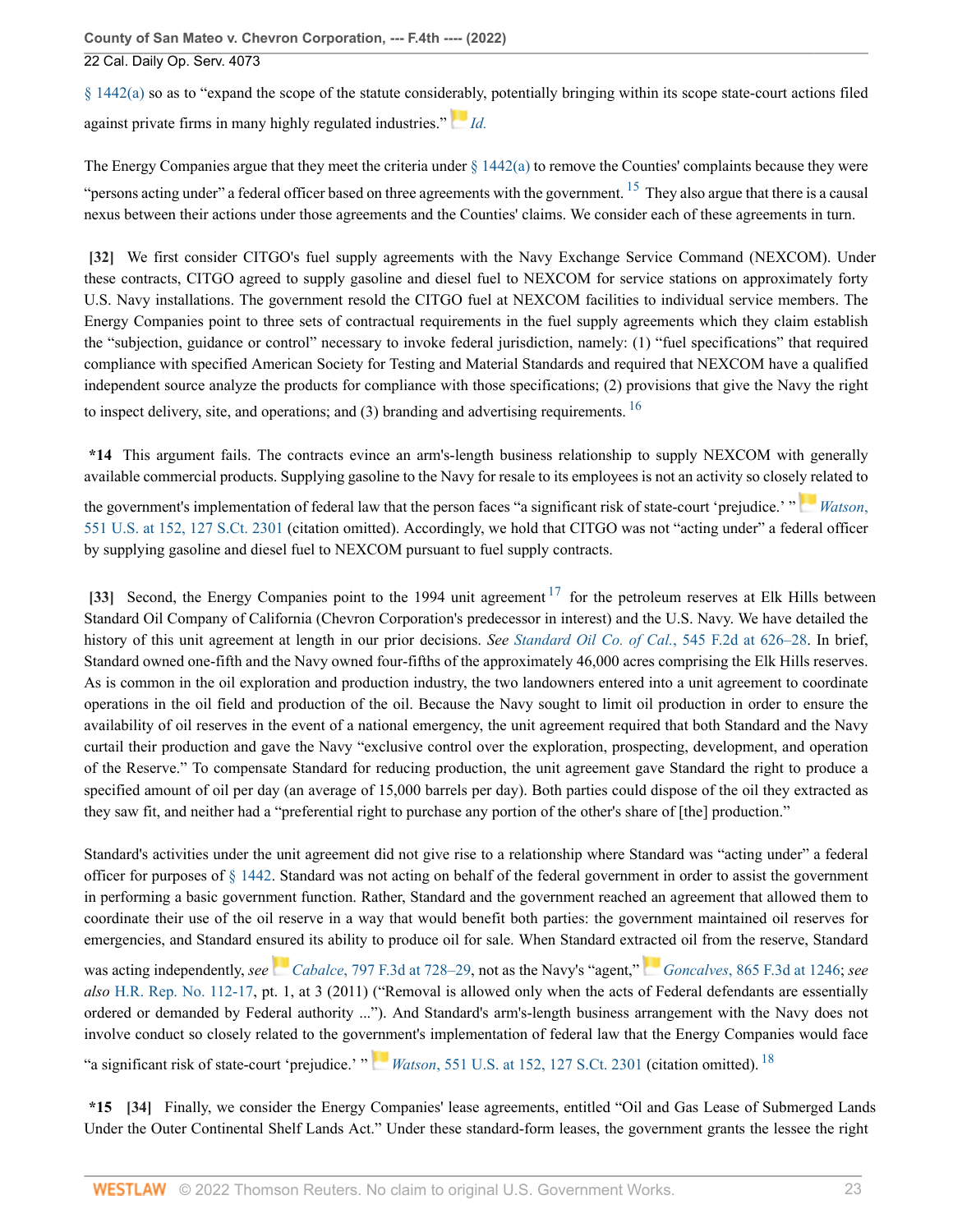§ 1442(a) so as to "expand the scope of the statute considerably, potentially bringing within its scope state-court actions filed against private firms in many highly regulated industries." *Id.*

The Energy Companies argue that they meet the criteria under § 1442(a) to remove the Counties' complaints because they were "persons acting under" a federal officer based on three agreements with the government.[15] They also argue that there is a causal nexus between their actions under those agreements and the Counties' claims. We consider each of these agreements in turn.

**[32]** We first consider CITGO's fuel supply agreements with the Navy Exchange Service Command (NEXCOM). Under these contracts, CITGO agreed to supply gasoline and diesel fuel to NEXCOM for service stations on approximately forty U.S. Navy installations. The government resold the CITGO fuel at NEXCOM facilities to individual service members. The Energy Companies point to three sets of contractual requirements in the fuel supply agreements which they claim establish the "subjection, guidance or control" necessary to invoke federal jurisdiction, namely: (1) "fuel specifications" that required compliance with specified American Society for Testing and Material Standards and required that NEXCOM have a qualified independent source analyze the products for compliance with those specifications; (2) provisions that give the Navy the right to inspect delivery, site, and operations; and (3) branding and advertising requirements.[16]

**\*14** This argument fails. The contracts evince an arm's-length business relationship to supply NEXCOM with generally available commercial products. Supplying gasoline to the Navy for resale to its employees is not an activity so closely related to the government's implementation of federal law that the person faces "a significant risk of state-court 'prejudice.' " *Watson*, 551 U.S. at 152, 127 S.Ct. 2301 (citation omitted). Accordingly, we hold that CITGO was not "acting under" a federal officer by supplying gasoline and diesel fuel to NEXCOM pursuant to fuel supply contracts.

**[33]** Second, the Energy Companies point to the 1994 unit agreement[17] for the petroleum reserves at Elk Hills between Standard Oil Company of California (Chevron Corporation's predecessor in interest) and the U.S. Navy. We have detailed the history of this unit agreement at length in our prior decisions. *See Standard Oil Co. of Cal.*, 545 F.2d at 626–28. In brief, Standard owned one-fifth and the Navy owned four-fifths of the approximately 46,000 acres comprising the Elk Hills reserves. As is common in the oil exploration and production industry, the two landowners entered into a unit agreement to coordinate operations in the oil field and production of the oil. Because the Navy sought to limit oil production in order to ensure the availability of oil reserves in the event of a national emergency, the unit agreement required that both Standard and the Navy curtail their production and gave the Navy "exclusive control over the exploration, prospecting, development, and operation of the Reserve." To compensate Standard for reducing production, the unit agreement gave Standard the right to produce a specified amount of oil per day (an average of 15,000 barrels per day). Both parties could dispose of the oil they extracted as they saw fit, and neither had a "preferential right to purchase any portion of the other's share of [the] production."

Standard's activities under the unit agreement did not give rise to a relationship where Standard was "acting under" a federal officer for purposes of § 1442. Standard was not acting on behalf of the federal government in order to assist the government in performing a basic government function. Rather, Standard and the government reached an agreement that allowed them to coordinate their use of the oil reserve in a way that would benefit both parties: the government maintained oil reserves for emergencies, and Standard ensured its ability to produce oil for sale. When Standard extracted oil from the reserve, Standard was acting independently, *see Cabalce*, 797 F.3d at 728–29, not as the Navy's "agent," *Goncalves*, 865 F.3d at 1246; *see also* H.R. Rep. No. 112-17, pt. 1, at 3 (2011) ("Removal is allowed only when the acts of Federal defendants are essentially ordered or demanded by Federal authority ..."). And Standard's arm's-length business arrangement with the Navy does not involve conduct so closely related to the government's implementation of federal law that the Energy Companies would face "a significant risk of state-court 'prejudice.' " *Watson*, 551 U.S. at 152, 127 S.Ct. 2301 (citation omitted).[18]

**\*15** **[34]** Finally, we consider the Energy Companies' lease agreements, entitled "Oil and Gas Lease of Submerged Lands Under the Outer Continental Shelf Lands Act." Under these standard-form leases, the government grants the lessee the right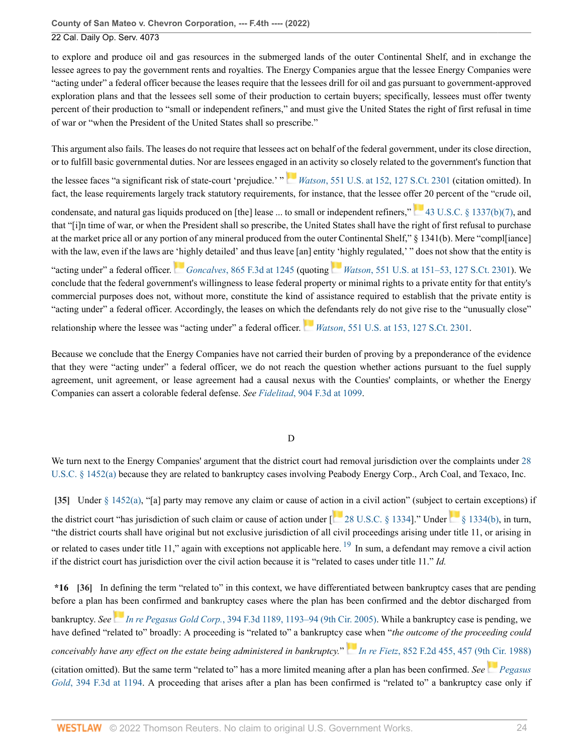to explore and produce oil and gas resources in the submerged lands of the outer Continental Shelf, and in exchange the lessee agrees to pay the government rents and royalties. The Energy Companies argue that the lessee Energy Companies were "acting under" a federal officer because the leases require that the lessees drill for oil and gas pursuant to government-approved exploration plans and that the lessees sell some of their production to certain buyers; specifically, lessees must offer twenty percent of their production to "small or independent refiners," and must give the United States the right of first refusal in time of war or "when the President of the United States shall so prescribe."

This argument also fails. The leases do not require that lessees act on behalf of the federal government, under its close direction, or to fulfill basic governmental duties. Nor are lessees engaged in an activity so closely related to the government's function that the lessee faces "a significant risk of state-court 'prejudice.' " *Watson*, 551 U.S. at 152, 127 S.Ct. 2301 (citation omitted). In fact, the lease requirements largely track statutory requirements, for instance, that the lessee offer 20 percent of the "crude oil, condensate, and natural gas liquids produced on [the] lease ... to small or independent refiners," 43 U.S.C. § 1337(b)(7), and that "[i]n time of war, or when the President shall so prescribe, the United States shall have the right of first refusal to purchase at the market price all or any portion of any mineral produced from the outer Continental Shelf," § 1341(b). Mere "compl[iance] with the law, even if the laws are 'highly detailed' and thus leave [an] entity 'highly regulated,' " does not show that the entity is "acting under" a federal officer. *Goncalves*, 865 F.3d at 1245 (quoting *Watson*, 551 U.S. at 151–53, 127 S.Ct. 2301). We conclude that the federal government's willingness to lease federal property or minimal rights to a private entity for that entity's commercial purposes does not, without more, constitute the kind of assistance required to establish that the private entity is "acting under" a federal officer. Accordingly, the leases on which the defendants rely do not give rise to the "unusually close" relationship where the lessee was "acting under" a federal officer. *Watson*, 551 U.S. at 153, 127 S.Ct. 2301.

Because we conclude that the Energy Companies have not carried their burden of proving by a preponderance of the evidence that they were "acting under" a federal officer, we do not reach the question whether actions pursuant to the fuel supply agreement, unit agreement, or lease agreement had a causal nexus with the Counties' complaints, or whether the Energy Companies can assert a colorable federal defense. *See Fidelitad*, 904 F.3d at 1099.

D

We turn next to the Energy Companies' argument that the district court had removal jurisdiction over the complaints under 28 U.S.C. § 1452(a) because they are related to bankruptcy cases involving Peabody Energy Corp., Arch Coal, and Texaco, Inc.

**[35]** Under § 1452(a), "[a] party may remove any claim or cause of action in a civil action" (subject to certain exceptions) if the district court "has jurisdiction of such claim or cause of action under [28 U.S.C. § 1334]." Under § 1334(b), in turn, "the district courts shall have original but not exclusive jurisdiction of all civil proceedings arising under title 11, or arising in or related to cases under title 11," again with exceptions not applicable here. [19] In sum, a defendant may remove a civil action if the district court has jurisdiction over the civil action because it is "related to cases under title 11." *Id.*

**\*16** **[36]** In defining the term "related to" in this context, we have differentiated between bankruptcy cases that are pending before a plan has been confirmed and bankruptcy cases where the plan has been confirmed and the debtor discharged from bankruptcy. *See In re Pegasus Gold Corp.*, 394 F.3d 1189, 1193–94 (9th Cir. 2005). While a bankruptcy case is pending, we have defined "related to" broadly: A proceeding is "related to" a bankruptcy case when "*the outcome of the proceeding could conceivably have any effect on the estate being administered in bankruptcy.*" *In re Fietz*, 852 F.2d 455, 457 (9th Cir. 1988) (citation omitted). But the same term "related to" has a more limited meaning after a plan has been confirmed. *See Pegasus Gold*, 394 F.3d at 1194. A proceeding that arises after a plan has been confirmed is "related to" a bankruptcy case only if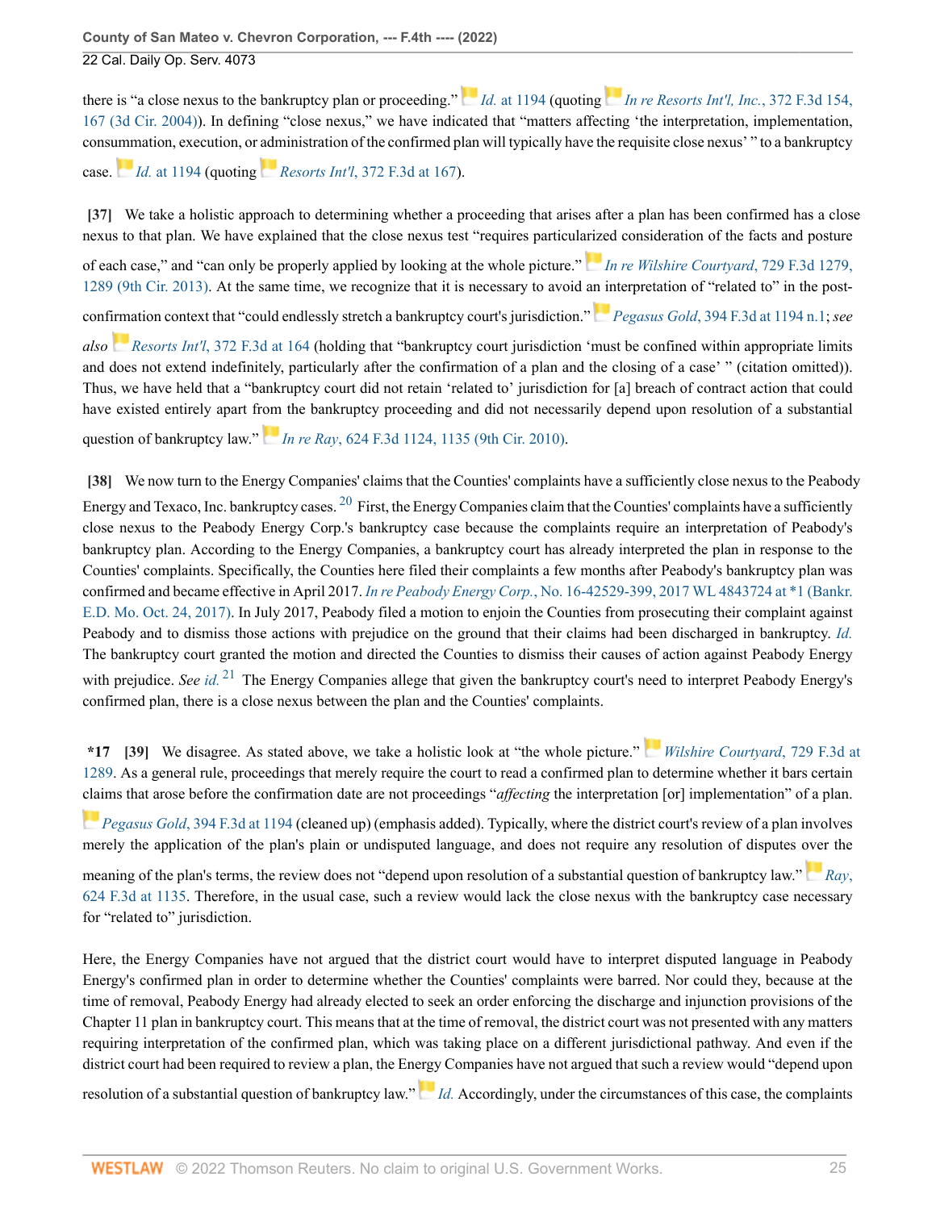there is "a close nexus to the bankruptcy plan or proceeding." *Id.* at 1194 (quoting *In re Resorts Int'l, Inc.*, 372 F.3d 154, 167 (3d Cir. 2004)). In defining "close nexus," we have indicated that "matters affecting 'the interpretation, implementation, consummation, execution, or administration of the confirmed plan will typically have the requisite close nexus' " to a bankruptcy case. *Id.* at 1194 (quoting *Resorts Int'l*, 372 F.3d at 167).

**[37]** We take a holistic approach to determining whether a proceeding that arises after a plan has been confirmed has a close nexus to that plan. We have explained that the close nexus test "requires particularized consideration of the facts and posture of each case," and "can only be properly applied by looking at the whole picture." *In re Wilshire Courtyard*, 729 F.3d 1279, 1289 (9th Cir. 2013). At the same time, we recognize that it is necessary to avoid an interpretation of "related to" in the post-confirmation context that "could endlessly stretch a bankruptcy court's jurisdiction." *Pegasus Gold*, 394 F.3d at 1194 n.1; *see also* *Resorts Int'l*, 372 F.3d at 164 (holding that "bankruptcy court jurisdiction 'must be confined within appropriate limits and does not extend indefinitely, particularly after the confirmation of a plan and the closing of a case' " (citation omitted)). Thus, we have held that a "bankruptcy court did not retain 'related to' jurisdiction for [a] breach of contract action that could have existed entirely apart from the bankruptcy proceeding and did not necessarily depend upon resolution of a substantial question of bankruptcy law." *In re Ray*, 624 F.3d 1124, 1135 (9th Cir. 2010).

**[38]** We now turn to the Energy Companies' claims that the Counties' complaints have a sufficiently close nexus to the Peabody Energy and Texaco, Inc. bankruptcy cases.[20] First, the Energy Companies claim that the Counties' complaints have a sufficiently close nexus to the Peabody Energy Corp.'s bankruptcy case because the complaints require an interpretation of Peabody's bankruptcy plan. According to the Energy Companies, a bankruptcy court has already interpreted the plan in response to the Counties' complaints. Specifically, the Counties here filed their complaints a few months after Peabody's bankruptcy plan was confirmed and became effective in April 2017. *In re Peabody Energy Corp.*, No. 16-42529-399, 2017 WL 4843724 at *1 (Bankr. E.D. Mo. Oct. 24, 2017). In July 2017, Peabody filed a motion to enjoin the Counties from prosecuting their complaint against Peabody and to dismiss those actions with prejudice on the ground that their claims had been discharged in bankruptcy. *Id.* The bankruptcy court granted the motion and directed the Counties to dismiss their causes of action against Peabody Energy with prejudice. *See id.*[21] The Energy Companies allege that given the bankruptcy court's need to interpret Peabody Energy's confirmed plan, there is a close nexus between the plan and the Counties' complaints.

***17** **[39]** We disagree. As stated above, we take a holistic look at "the whole picture." *Wilshire Courtyard*, 729 F.3d at 1289. As a general rule, proceedings that merely require the court to read a confirmed plan to determine whether it bars certain claims that arose before the confirmation date are not proceedings "*affecting* the interpretation [or] implementation" of a plan. *Pegasus Gold*, 394 F.3d at 1194 (cleaned up) (emphasis added). Typically, where the district court's review of a plan involves merely the application of the plan's plain or undisputed language, and does not require any resolution of disputes over the meaning of the plan's terms, the review does not "depend upon resolution of a substantial question of bankruptcy law." *Ray*, 624 F.3d at 1135. Therefore, in the usual case, such a review would lack the close nexus with the bankruptcy case necessary for "related to" jurisdiction.

Here, the Energy Companies have not argued that the district court would have to interpret disputed language in Peabody Energy's confirmed plan in order to determine whether the Counties' complaints were barred. Nor could they, because at the time of removal, Peabody Energy had already elected to seek an order enforcing the discharge and injunction provisions of the Chapter 11 plan in bankruptcy court. This means that at the time of removal, the district court was not presented with any matters requiring interpretation of the confirmed plan, which was taking place on a different jurisdictional pathway. And even if the district court had been required to review a plan, the Energy Companies have not argued that such a review would "depend upon resolution of a substantial question of bankruptcy law." *Id.* Accordingly, under the circumstances of this case, the complaints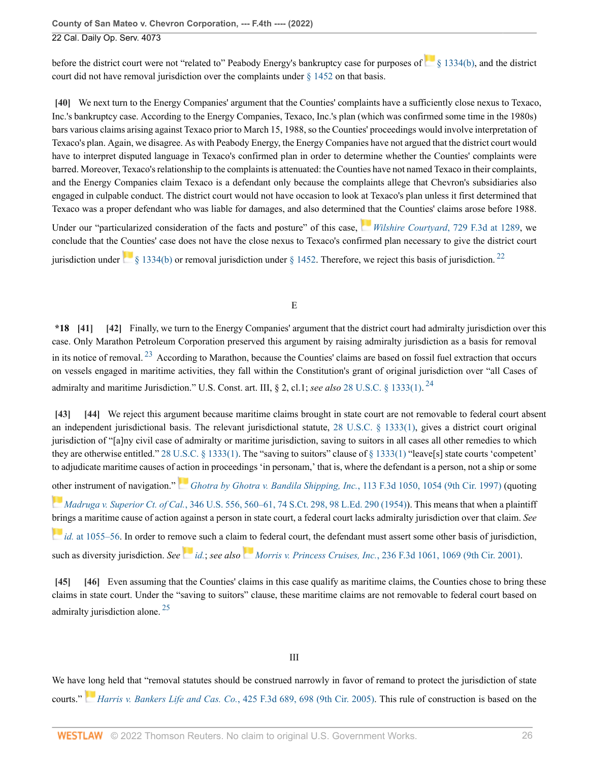before the district court were not "related to" Peabody Energy's bankruptcy case for purposes of § 1334(b), and the district court did not have removal jurisdiction over the complaints under § 1452 on that basis.

**[40]** We next turn to the Energy Companies' argument that the Counties' complaints have a sufficiently close nexus to Texaco, Inc.'s bankruptcy case. According to the Energy Companies, Texaco, Inc.'s plan (which was confirmed some time in the 1980s) bars various claims arising against Texaco prior to March 15, 1988, so the Counties' proceedings would involve interpretation of Texaco's plan. Again, we disagree. As with Peabody Energy, the Energy Companies have not argued that the district court would have to interpret disputed language in Texaco's confirmed plan in order to determine whether the Counties' complaints were barred. Moreover, Texaco's relationship to the complaints is attenuated: the Counties have not named Texaco in their complaints, and the Energy Companies claim Texaco is a defendant only because the complaints allege that Chevron's subsidiaries also engaged in culpable conduct. The district court would not have occasion to look at Texaco's plan unless it first determined that Texaco was a proper defendant who was liable for damages, and also determined that the Counties' claims arose before 1988. Under our "particularized consideration of the facts and posture" of this case, *Wilshire Courtyard*, 729 F.3d at 1289, we conclude that the Counties' case does not have the close nexus to Texaco's confirmed plan necessary to give the district court jurisdiction under § 1334(b) or removal jurisdiction under § 1452. Therefore, we reject this basis of jurisdiction. [22]

E

**\*18** **[41]** **[42]** Finally, we turn to the Energy Companies' argument that the district court had admiralty jurisdiction over this case. Only Marathon Petroleum Corporation preserved this argument by raising admiralty jurisdiction as a basis for removal in its notice of removal. [23] According to Marathon, because the Counties' claims are based on fossil fuel extraction that occurs on vessels engaged in maritime activities, they fall within the Constitution's grant of original jurisdiction over "all Cases of admiralty and maritime Jurisdiction." U.S. Const. art. III, § 2, cl.1; *see also* 28 U.S.C. § 1333(1). [24]

**[43]** **[44]** We reject this argument because maritime claims brought in state court are not removable to federal court absent an independent jurisdictional basis. The relevant jurisdictional statute, 28 U.S.C. § 1333(1), gives a district court original jurisdiction of "[a]ny civil case of admiralty or maritime jurisdiction, saving to suitors in all cases all other remedies to which they are otherwise entitled." 28 U.S.C. § 1333(1). The "saving to suitors" clause of § 1333(1) "leave[s] state courts 'competent' to adjudicate maritime causes of action in proceedings 'in personam,' that is, where the defendant is a person, not a ship or some other instrument of navigation." *Ghotra by Ghotra v. Bandila Shipping, Inc.*, 113 F.3d 1050, 1054 (9th Cir. 1997) (quoting *Madruga v. Superior Ct. of Cal.*, 346 U.S. 556, 560–61, 74 S.Ct. 298, 98 L.Ed. 290 (1954)). This means that when a plaintiff brings a maritime cause of action against a person in state court, a federal court lacks admiralty jurisdiction over that claim. *See id.* at 1055–56. In order to remove such a claim to federal court, the defendant must assert some other basis of jurisdiction, such as diversity jurisdiction. *See id.*; *see also* *Morris v. Princess Cruises, Inc.*, 236 F.3d 1061, 1069 (9th Cir. 2001).

**[45]** **[46]** Even assuming that the Counties' claims in this case qualify as maritime claims, the Counties chose to bring these claims in state court. Under the "saving to suitors" clause, these maritime claims are not removable to federal court based on admiralty jurisdiction alone. [25]

III

We have long held that "removal statutes should be construed narrowly in favor of remand to protect the jurisdiction of state courts." *Harris v. Bankers Life and Cas. Co.*, 425 F.3d 689, 698 (9th Cir. 2005). This rule of construction is based on the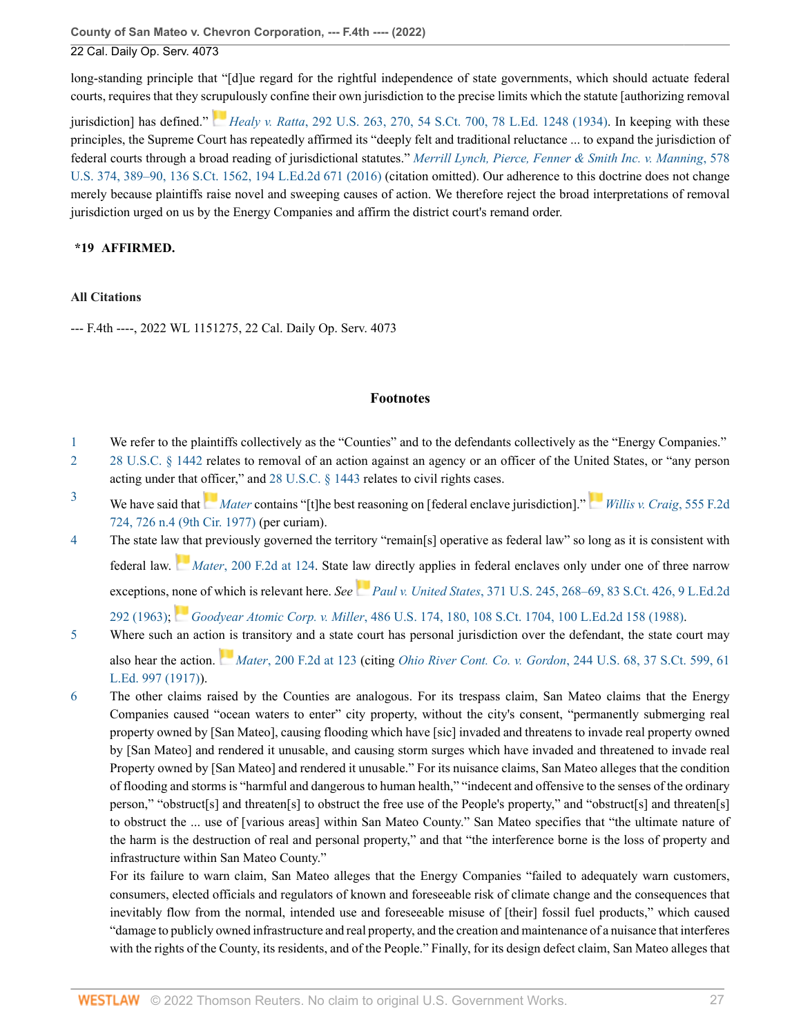long-standing principle that "[d]ue regard for the rightful independence of state governments, which should actuate federal courts, requires that they scrupulously confine their own jurisdiction to the precise limits which the statute [authorizing removal jurisdiction] has defined." *Healy v. Ratta*, 292 U.S. 263, 270, 54 S.Ct. 700, 78 L.Ed. 1248 (1934). In keeping with these principles, the Supreme Court has repeatedly affirmed its "deeply felt and traditional reluctance ... to expand the jurisdiction of federal courts through a broad reading of jurisdictional statutes." *Merrill Lynch, Pierce, Fenner & Smith Inc. v. Manning*, 578 U.S. 374, 389–90, 136 S.Ct. 1562, 194 L.Ed.2d 671 (2016) (citation omitted). Our adherence to this doctrine does not change merely because plaintiffs raise novel and sweeping causes of action. We therefore reject the broad interpretations of removal jurisdiction urged on us by the Energy Companies and affirm the district court's remand order.

**\*19 AFFIRMED.**

**All Citations**

--- F.4th ----, 2022 WL 1151275, 22 Cal. Daily Op. Serv. 4073

## Footnotes

1 We refer to the plaintiffs collectively as the "Counties" and to the defendants collectively as the "Energy Companies."

2 28 U.S.C. § 1442 relates to removal of an action against an agency or an officer of the United States, or "any person acting under that officer," and 28 U.S.C. § 1443 relates to civil rights cases.

3 We have said that *Mater* contains "[t]he best reasoning on [federal enclave jurisdiction]." *Willis v. Craig*, 555 F.2d 724, 726 n.4 (9th Cir. 1977) (per curiam).

4 The state law that previously governed the territory "remain[s] operative as federal law" so long as it is consistent with federal law. *Mater*, 200 F.2d at 124. State law directly applies in federal enclaves only under one of three narrow exceptions, none of which is relevant here. *See* *Paul v. United States*, 371 U.S. 245, 268–69, 83 S.Ct. 426, 9 L.Ed.2d 292 (1963); *Goodyear Atomic Corp. v. Miller*, 486 U.S. 174, 180, 108 S.Ct. 1704, 100 L.Ed.2d 158 (1988).

5 Where such an action is transitory and a state court has personal jurisdiction over the defendant, the state court may also hear the action. *Mater*, 200 F.2d at 123 (citing *Ohio River Cont. Co. v. Gordon*, 244 U.S. 68, 37 S.Ct. 599, 61 L.Ed. 997 (1917)).

6 The other claims raised by the Counties are analogous. For its trespass claim, San Mateo claims that the Energy Companies caused "ocean waters to enter" city property, without the city's consent, "permanently submerging real property owned by [San Mateo], causing flooding which have [sic] invaded and threatens to invade real property owned by [San Mateo] and rendered it unusable, and causing storm surges which have invaded and threatened to invade real Property owned by [San Mateo] and rendered it unusable." For its nuisance claims, San Mateo alleges that the condition of flooding and storms is "harmful and dangerous to human health," "indecent and offensive to the senses of the ordinary person," "obstruct[s] and threaten[s] to obstruct the free use of the People's property," and "obstruct[s] and threaten[s] to obstruct the ... use of [various areas] within San Mateo County." San Mateo specifies that "the ultimate nature of the harm is the destruction of real and personal property," and that "the interference borne is the loss of property and infrastructure within San Mateo County."

For its failure to warn claim, San Mateo alleges that the Energy Companies "failed to adequately warn customers, consumers, elected officials and regulators of known and foreseeable risk of climate change and the consequences that inevitably flow from the normal, intended use and foreseeable misuse of [their] fossil fuel products," which caused "damage to publicly owned infrastructure and real property, and the creation and maintenance of a nuisance that interferes with the rights of the County, its residents, and of the People." Finally, for its design defect claim, San Mateo alleges that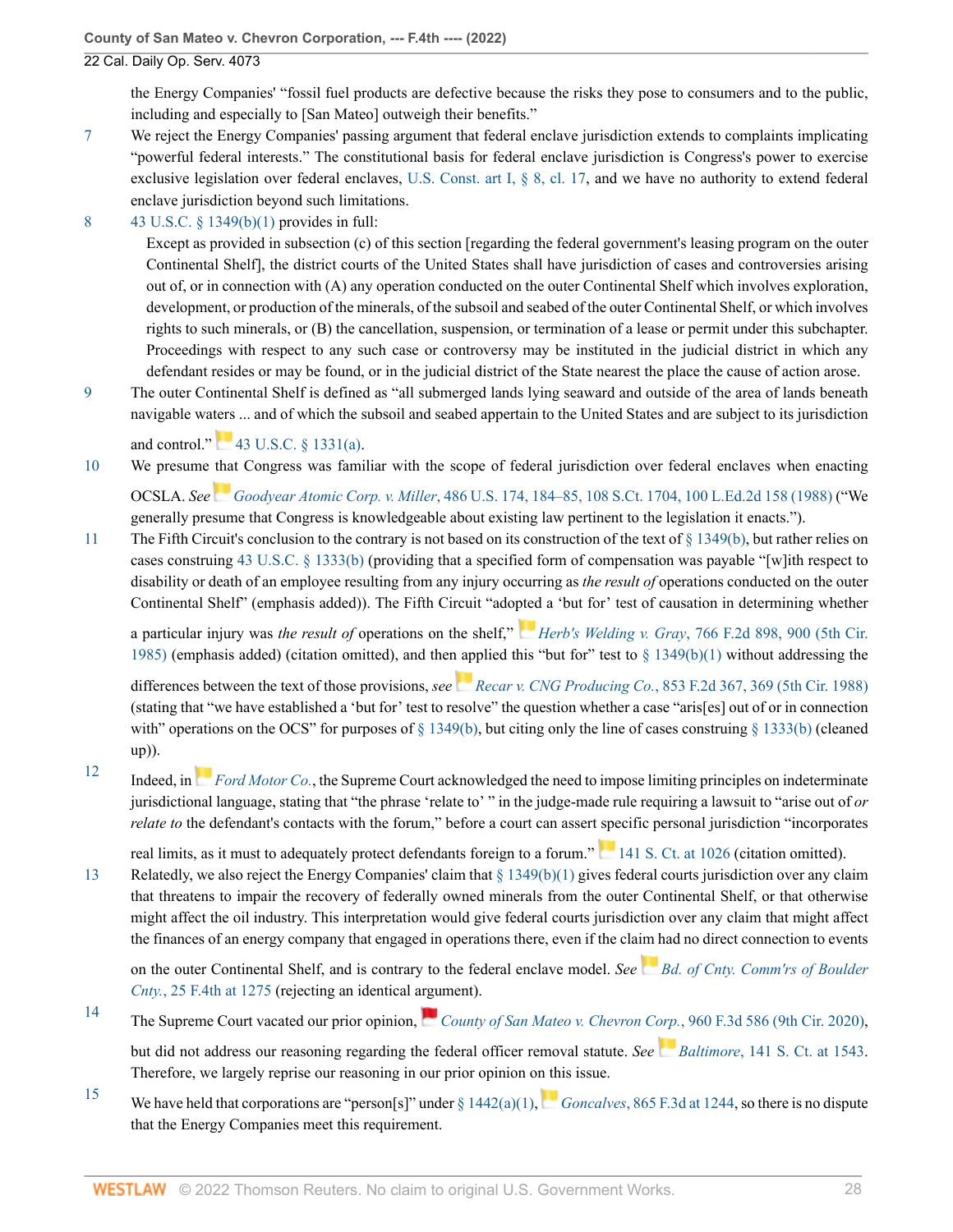the Energy Companies' "fossil fuel products are defective because the risks they pose to consumers and to the public, including and especially to [San Mateo] outweigh their benefits."

7 We reject the Energy Companies' passing argument that federal enclave jurisdiction extends to complaints implicating "powerful federal interests." The constitutional basis for federal enclave jurisdiction is Congress's power to exercise exclusive legislation over federal enclaves, U.S. Const. art I, § 8, cl. 17, and we have no authority to extend federal enclave jurisdiction beyond such limitations.

8 43 U.S.C. § 1349(b)(1) provides in full:

> Except as provided in subsection (c) of this section [regarding the federal government's leasing program on the outer Continental Shelf], the district courts of the United States shall have jurisdiction of cases and controversies arising out of, or in connection with (A) any operation conducted on the outer Continental Shelf which involves exploration, development, or production of the minerals, of the subsoil and seabed of the outer Continental Shelf, or which involves rights to such minerals, or (B) the cancellation, suspension, or termination of a lease or permit under this subchapter. Proceedings with respect to any such case or controversy may be instituted in the judicial district in which any defendant resides or may be found, or in the judicial district of the State nearest the place the cause of action arose.

9 The outer Continental Shelf is defined as "all submerged lands lying seaward and outside of the area of lands beneath navigable waters ... and of which the subsoil and seabed appertain to the United States and are subject to its jurisdiction and control." 43 U.S.C. § 1331(a).

10 We presume that Congress was familiar with the scope of federal jurisdiction over federal enclaves when enacting OCSLA. *See* *Goodyear Atomic Corp. v. Miller*, 486 U.S. 174, 184–85, 108 S.Ct. 1704, 100 L.Ed.2d 158 (1988) ("We generally presume that Congress is knowledgeable about existing law pertinent to the legislation it enacts.").

11 The Fifth Circuit's conclusion to the contrary is not based on its construction of the text of § 1349(b), but rather relies on cases construing 43 U.S.C. § 1333(b) (providing that a specified form of compensation was payable "[w]ith respect to disability or death of an employee resulting from any injury occurring as *the result of* operations conducted on the outer Continental Shelf" (emphasis added)). The Fifth Circuit "adopted a 'but for' test of causation in determining whether a particular injury was *the result of* operations on the shelf," *Herb's Welding v. Gray*, 766 F.2d 898, 900 (5th Cir. 1985) (emphasis added) (citation omitted), and then applied this "but for" test to § 1349(b)(1) without addressing the differences between the text of those provisions, *see* *Recar v. CNG Producing Co.*, 853 F.2d 367, 369 (5th Cir. 1988) (stating that "we have established a 'but for' test to resolve" the question whether a case "aris[es] out of or in connection with" operations on the OCS" for purposes of § 1349(b), but citing only the line of cases construing § 1333(b) (cleaned up)).

12 Indeed, in *Ford Motor Co.*, the Supreme Court acknowledged the need to impose limiting principles on indeterminate jurisdictional language, stating that "the phrase 'relate to' " in the judge-made rule requiring a lawsuit to "arise out of *or relate to* the defendant's contacts with the forum," before a court can assert specific personal jurisdiction "incorporates real limits, as it must to adequately protect defendants foreign to a forum." 141 S. Ct. at 1026 (citation omitted).

13 Relatedly, we also reject the Energy Companies' claim that § 1349(b)(1) gives federal courts jurisdiction over any claim that threatens to impair the recovery of federally owned minerals from the outer Continental Shelf, or that otherwise might affect the oil industry. This interpretation would give federal courts jurisdiction over any claim that might affect the finances of an energy company that engaged in operations there, even if the claim had no direct connection to events on the outer Continental Shelf, and is contrary to the federal enclave model. *See* *Bd. of Cnty. Comm'rs of Boulder Cnty.*, 25 F.4th at 1275 (rejecting an identical argument).

14 The Supreme Court vacated our prior opinion, *County of San Mateo v. Chevron Corp.*, 960 F.3d 586 (9th Cir. 2020), but did not address our reasoning regarding the federal officer removal statute. *See* *Baltimore*, 141 S. Ct. at 1543. Therefore, we largely reprise our reasoning in our prior opinion on this issue.

15 We have held that corporations are "person[s]" under § 1442(a)(1), *Goncalves*, 865 F.3d at 1244, so there is no dispute that the Energy Companies meet this requirement.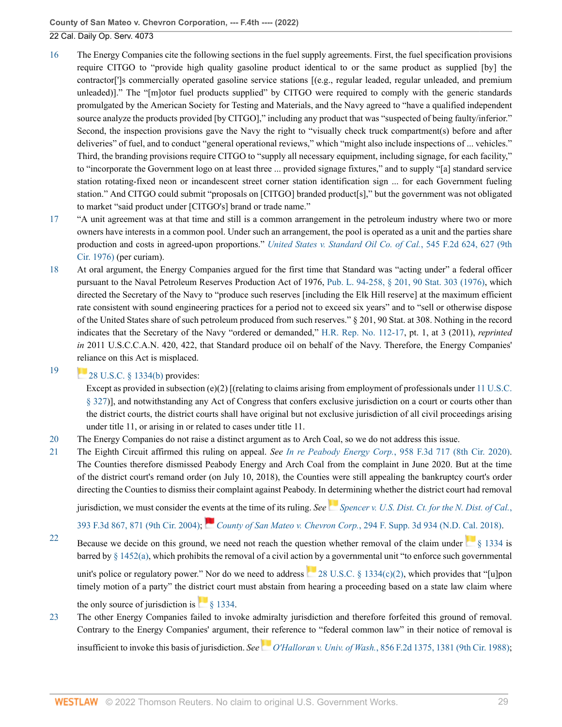16 The Energy Companies cite the following sections in the fuel supply agreements. First, the fuel specification provisions require CITGO to "provide high quality gasoline product identical to or the same product as supplied [by] the contractor[']s commercially operated gasoline service stations [(e.g., regular leaded, regular unleaded, and premium unleaded)]." The "[m]otor fuel products supplied" by CITGO were required to comply with the generic standards promulgated by the American Society for Testing and Materials, and the Navy agreed to "have a qualified independent source analyze the products provided [by CITGO]," including any product that was "suspected of being faulty/inferior." Second, the inspection provisions gave the Navy the right to "visually check truck compartment(s) before and after deliveries" of fuel, and to conduct "general operational reviews," which "might also include inspections of ... vehicles." Third, the branding provisions require CITGO to "supply all necessary equipment, including signage, for each facility," to "incorporate the Government logo on at least three ... provided signage fixtures," and to supply "[a] standard service station rotating-fixed neon or incandescent street corner station identification sign ... for each Government fueling station." And CITGO could submit "proposals on [CITGO] branded product[s]," but the government was not obligated to market "said product under [CITGO's] brand or trade name."

17 "A unit agreement was at that time and still is a common arrangement in the petroleum industry where two or more owners have interests in a common pool. Under such an arrangement, the pool is operated as a unit and the parties share production and costs in agreed-upon proportions." *United States v. Standard Oil Co. of Cal.*, 545 F.2d 624, 627 (9th Cir. 1976) (per curiam).

18 At oral argument, the Energy Companies argued for the first time that Standard was "acting under" a federal officer pursuant to the Naval Petroleum Reserves Production Act of 1976, Pub. L. 94-258, § 201, 90 Stat. 303 (1976), which directed the Secretary of the Navy to "produce such reserves [including the Elk Hill reserve] at the maximum efficient rate consistent with sound engineering practices for a period not to exceed six years" and to "sell or otherwise dispose of the United States share of such petroleum produced from such reserves." § 201, 90 Stat. at 308. Nothing in the record indicates that the Secretary of the Navy "ordered or demanded," H.R. Rep. No. 112-17, pt. 1, at 3 (2011), *reprinted in* 2011 U.S.C.C.A.N. 420, 422, that Standard produce oil on behalf of the Navy. Therefore, the Energy Companies' reliance on this Act is misplaced.

19 28 U.S.C. § 1334(b) provides:

> Except as provided in subsection (e)(2) [(relating to claims arising from employment of professionals under 11 U.S.C. § 327)], and notwithstanding any Act of Congress that confers exclusive jurisdiction on a court or courts other than the district courts, the district courts shall have original but not exclusive jurisdiction of all civil proceedings arising under title 11, or arising in or related to cases under title 11.

20 The Energy Companies do not raise a distinct argument as to Arch Coal, so we do not address this issue.

21 The Eighth Circuit affirmed this ruling on appeal. *See In re Peabody Energy Corp.*, 958 F.3d 717 (8th Cir. 2020). The Counties therefore dismissed Peabody Energy and Arch Coal from the complaint in June 2020. But at the time of the district court's remand order (on July 10, 2018), the Counties were still appealing the bankruptcy court's order directing the Counties to dismiss their complaint against Peabody. In determining whether the district court had removal jurisdiction, we must consider the events at the time of its ruling. *See Spencer v. U.S. Dist. Ct. for the N. Dist. of Cal.*, 393 F.3d 867, 871 (9th Cir. 2004); *County of San Mateo v. Chevron Corp.*, 294 F. Supp. 3d 934 (N.D. Cal. 2018).

22 Because we decide on this ground, we need not reach the question whether removal of the claim under § 1334 is barred by § 1452(a), which prohibits the removal of a civil action by a governmental unit "to enforce such governmental unit's police or regulatory power." Nor do we need to address 28 U.S.C. § 1334(c)(2), which provides that "[u]pon timely motion of a party" the district court must abstain from hearing a proceeding based on a state law claim where the only source of jurisdiction is § 1334.

23 The other Energy Companies failed to invoke admiralty jurisdiction and therefore forfeited this ground of removal. Contrary to the Energy Companies' argument, their reference to "federal common law" in their notice of removal is insufficient to invoke this basis of jurisdiction. *See O'Halloran v. Univ. of Wash.*, 856 F.2d 1375, 1381 (9th Cir. 1988);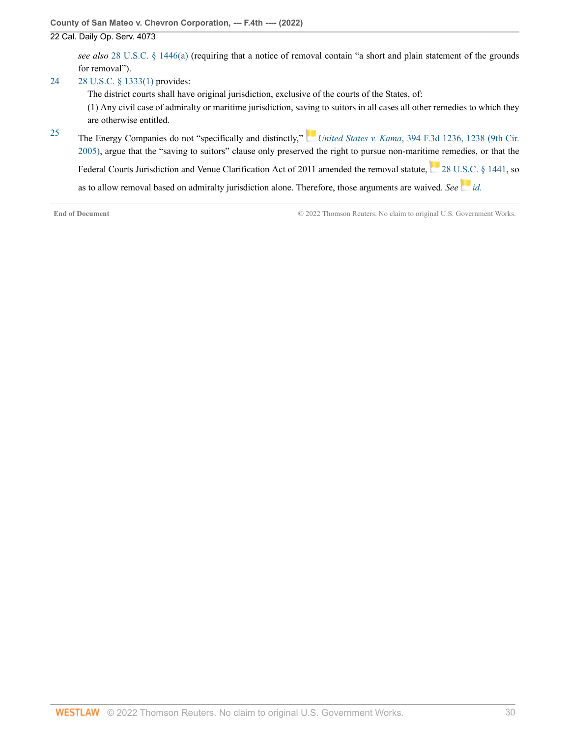*see also* 28 U.S.C. § 1446(a) (requiring that a notice of removal contain "a short and plain statement of the grounds for removal").

24 28 U.S.C. § 1333(1) provides:

> The district courts shall have original jurisdiction, exclusive of the courts of the States, of:
>
> (1) Any civil case of admiralty or maritime jurisdiction, saving to suitors in all cases all other remedies to which they are otherwise entitled.

25 The Energy Companies do not "specifically and distinctly," *United States v. Kama*, 394 F.3d 1236, 1238 (9th Cir. 2005), argue that the "saving to suitors" clause only preserved the right to pursue non-maritime remedies, or that the Federal Courts Jurisdiction and Venue Clarification Act of 2011 amended the removal statute, 28 U.S.C. § 1441, so as to allow removal based on admiralty jurisdiction alone. Therefore, those arguments are waived. *See id.*

**End of Document** © 2022 Thomson Reuters. No claim to original U.S. Government Works.